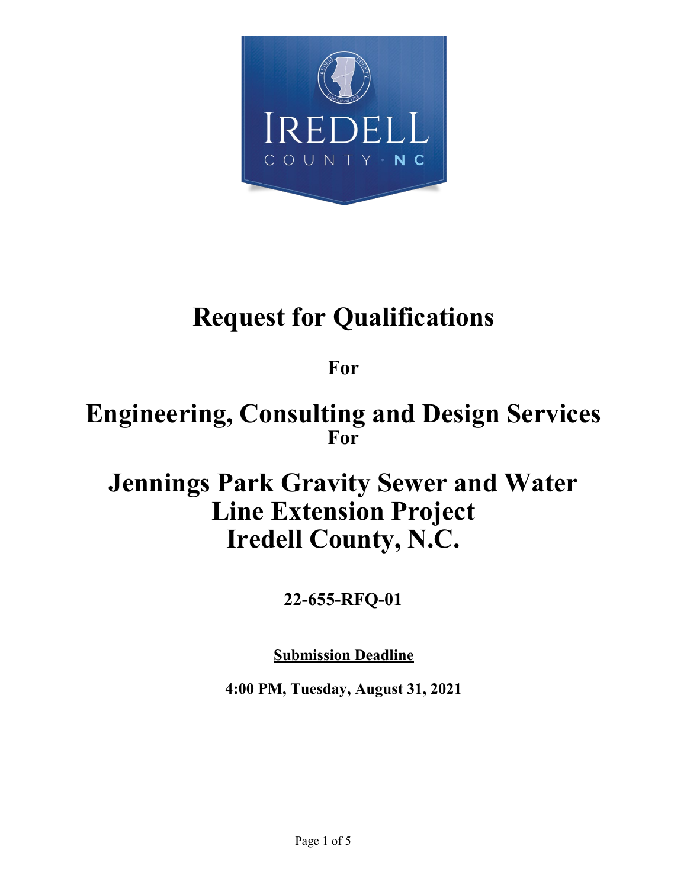# Request for Qualifications

**For**

# Engineering, Consulting and Design Services

**For**

# Jennings Park Gravity Sewer and Water Line Extension Project Iredell County, N.C.

**22-655-RFQ-01**

**Submission Deadline**

**4:00 PM, Tuesday, August 31, 2021**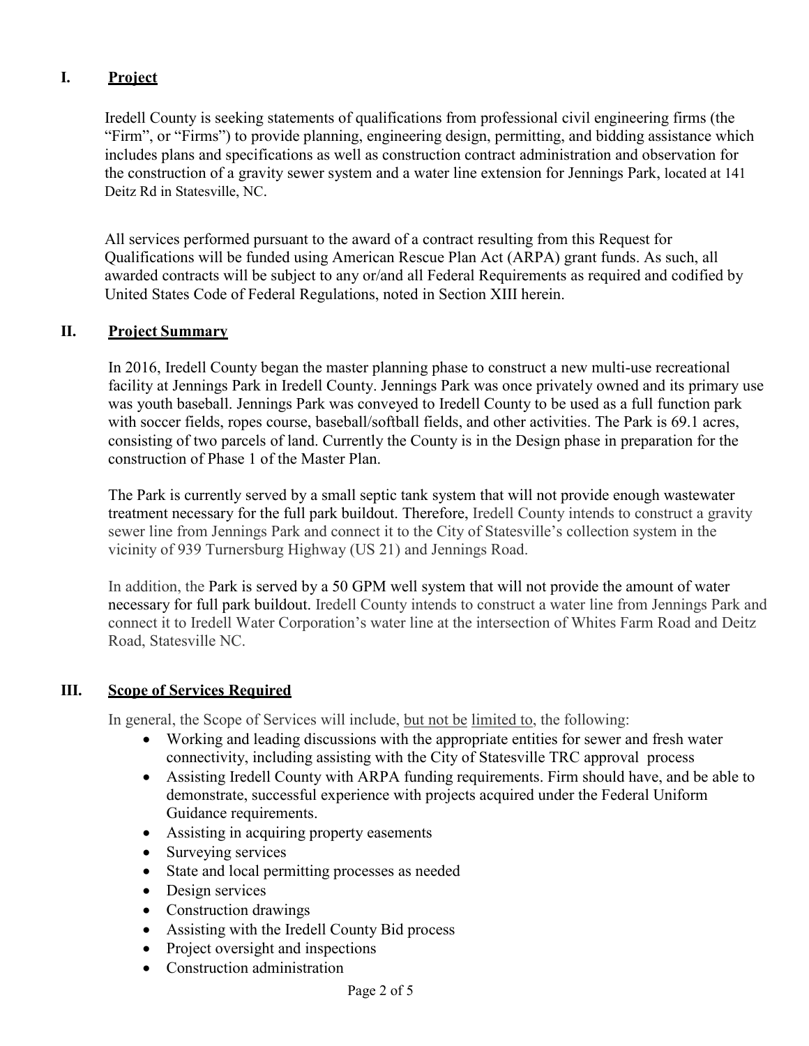## I. Project

Iredell County is seeking statements of qualifications from professional civil engineering firms (the "Firm", or "Firms") to provide planning, engineering design, permitting, and bidding assistance which includes plans and specifications as well as construction contract administration and observation for the construction of a gravity sewer system and a water line extension for Jennings Park, located at 141 Deitz Rd in Statesville, NC.

All services performed pursuant to the award of a contract resulting from this Request for Qualifications will be funded using American Rescue Plan Act (ARPA) grant funds. As such, all awarded contracts will be subject to any or/and all Federal Requirements as required and codified by United States Code of Federal Regulations, noted in Section XIII herein.

## II. Project Summary

In 2016, Iredell County began the master planning phase to construct a new multi-use recreational facility at Jennings Park in Iredell County. Jennings Park was once privately owned and its primary use was youth baseball. Jennings Park was conveyed to Iredell County to be used as a full function park with soccer fields, ropes course, baseball/softball fields, and other activities. The Park is 69.1 acres, consisting of two parcels of land. Currently the County is in the Design phase in preparation for the construction of Phase 1 of the Master Plan.

The Park is currently served by a small septic tank system that will not provide enough wastewater treatment necessary for the full park buildout. Therefore, Iredell County intends to construct a gravity sewer line from Jennings Park and connect it to the City of Statesville's collection system in the vicinity of 939 Turnersburg Highway (US 21) and Jennings Road.

In addition, the Park is served by a 50 GPM well system that will not provide the amount of water necessary for full park buildout. Iredell County intends to construct a water line from Jennings Park and connect it to Iredell Water Corporation's water line at the intersection of Whites Farm Road and Deitz Road, Statesville NC.

## III. Scope of Services Required

In general, the Scope of Services will include, but not be limited to, the following:

- Working and leading discussions with the appropriate entities for sewer and fresh water connectivity, including assisting with the City of Statesville TRC approval process
- Assisting Iredell County with ARPA funding requirements. Firm should have, and be able to demonstrate, successful experience with projects acquired under the Federal Uniform Guidance requirements.
- Assisting in acquiring property easements
- Surveying services
- State and local permitting processes as needed
- Design services
- Construction drawings
- Assisting with the Iredell County Bid process
- Project oversight and inspections
- Construction administration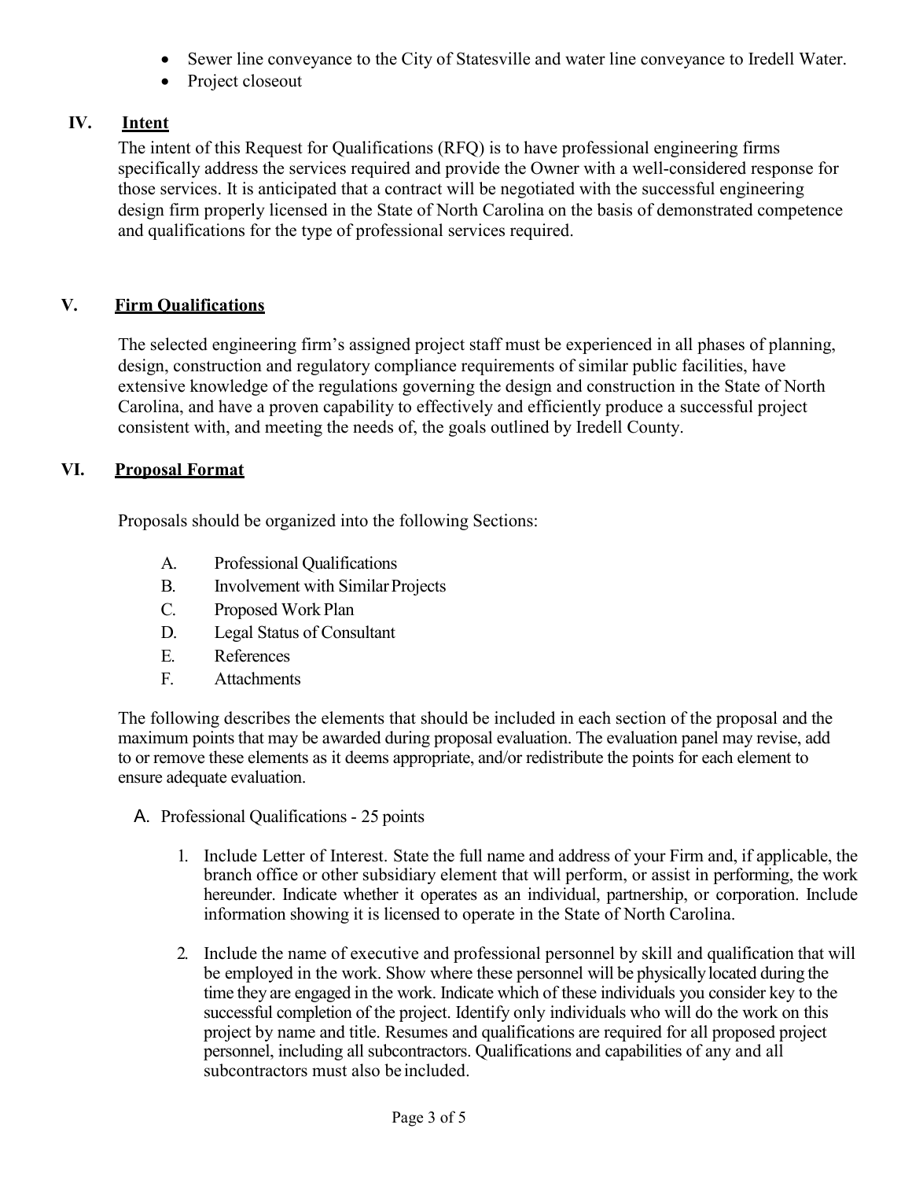- Sewer line conveyance to the City of Statesville and water line conveyance to Iredell Water.
- Project closeout

## IV. Intent

The intent of this Request for Qualifications (RFQ) is to have professional engineering firms specifically address the services required and provide the Owner with a well-considered response for those services. It is anticipated that a contract will be negotiated with the successful engineering design firm properly licensed in the State of North Carolina on the basis of demonstrated competence and qualifications for the type of professional services required.

## V. Firm Qualifications

The selected engineering firm's assigned project staff must be experienced in all phases of planning, design, construction and regulatory compliance requirements of similar public facilities, have extensive knowledge of the regulations governing the design and construction in the State of North Carolina, and have a proven capability to effectively and efficiently produce a successful project consistent with, and meeting the needs of, the goals outlined by Iredell County.

## VI. Proposal Format

Proposals should be organized into the following Sections:

A. Professional Qualifications
B. Involvement with Similar Projects
C. Proposed Work Plan
D. Legal Status of Consultant
E. References
F. Attachments

The following describes the elements that should be included in each section of the proposal and the maximum points that may be awarded during proposal evaluation. The evaluation panel may revise, add to or remove these elements as it deems appropriate, and/or redistribute the points for each element to ensure adequate evaluation.

A. Professional Qualifications - 25 points

1. Include Letter of Interest. State the full name and address of your Firm and, if applicable, the branch office or other subsidiary element that will perform, or assist in performing, the work hereunder. Indicate whether it operates as an individual, partnership, or corporation. Include information showing it is licensed to operate in the State of North Carolina.

2. Include the name of executive and professional personnel by skill and qualification that will be employed in the work. Show where these personnel will be physically located during the time they are engaged in the work. Indicate which of these individuals you consider key to the successful completion of the project. Identify only individuals who will do the work on this project by name and title. Resumes and qualifications are required for all proposed project personnel, including all subcontractors. Qualifications and capabilities of any and all subcontractors must also be included.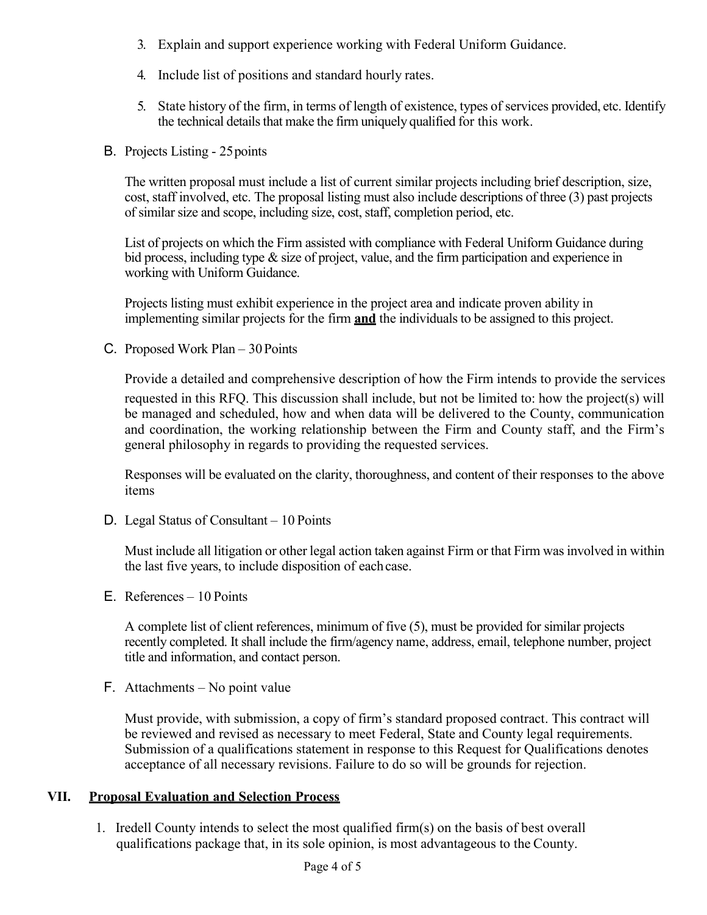3. Explain and support experience working with Federal Uniform Guidance.

4. Include list of positions and standard hourly rates.

5. State history of the firm, in terms of length of existence, types of services provided, etc. Identify the technical details that make the firm uniquely qualified for this work.

B. Projects Listing - 25 points

The written proposal must include a list of current similar projects including brief description, size, cost, staff involved, etc. The proposal listing must also include descriptions of three (3) past projects of similar size and scope, including size, cost, staff, completion period, etc.

List of projects on which the Firm assisted with compliance with Federal Uniform Guidance during bid process, including type & size of project, value, and the firm participation and experience in working with Uniform Guidance.

Projects listing must exhibit experience in the project area and indicate proven ability in implementing similar projects for the firm **and** the individuals to be assigned to this project.

C. Proposed Work Plan – 30 Points

Provide a detailed and comprehensive description of how the Firm intends to provide the services requested in this RFQ. This discussion shall include, but not be limited to: how the project(s) will be managed and scheduled, how and when data will be delivered to the County, communication and coordination, the working relationship between the Firm and County staff, and the Firm's general philosophy in regards to providing the requested services.

Responses will be evaluated on the clarity, thoroughness, and content of their responses to the above items

D. Legal Status of Consultant – 10 Points

Must include all litigation or other legal action taken against Firm or that Firm was involved in within the last five years, to include disposition of each case.

E. References – 10 Points

A complete list of client references, minimum of five (5), must be provided for similar projects recently completed. It shall include the firm/agency name, address, email, telephone number, project title and information, and contact person.

F. Attachments – No point value

Must provide, with submission, a copy of firm's standard proposed contract. This contract will be reviewed and revised as necessary to meet Federal, State and County legal requirements. Submission of a qualifications statement in response to this Request for Qualifications denotes acceptance of all necessary revisions. Failure to do so will be grounds for rejection.

## VII. Proposal Evaluation and Selection Process

1. Iredell County intends to select the most qualified firm(s) on the basis of best overall qualifications package that, in its sole opinion, is most advantageous to the County.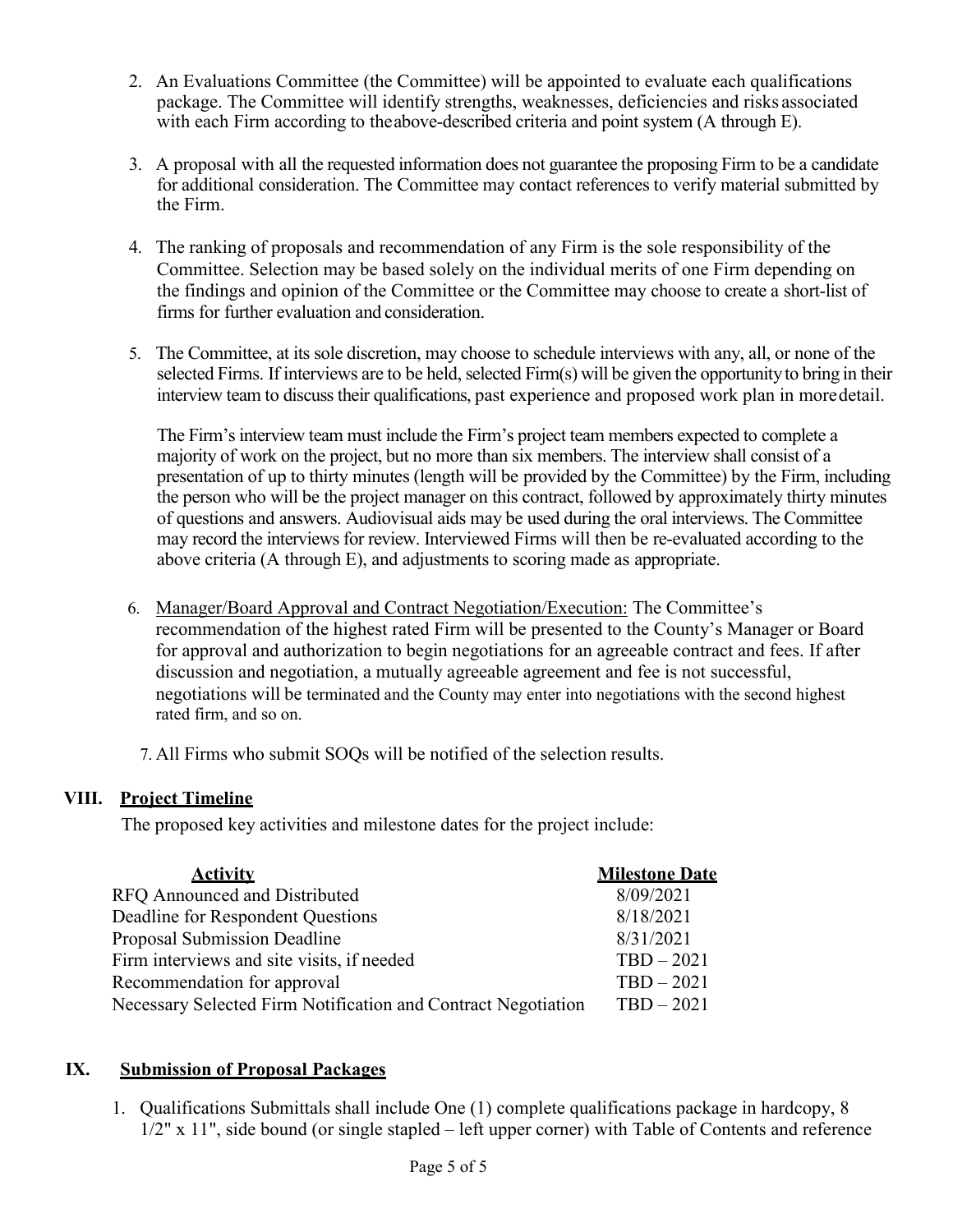2. An Evaluations Committee (the Committee) will be appointed to evaluate each qualifications package. The Committee will identify strengths, weaknesses, deficiencies and risks associated with each Firm according to the above-described criteria and point system (A through E).

3. A proposal with all the requested information does not guarantee the proposing Firm to be a candidate for additional consideration. The Committee may contact references to verify material submitted by the Firm.

4. The ranking of proposals and recommendation of any Firm is the sole responsibility of the Committee. Selection may be based solely on the individual merits of one Firm depending on the findings and opinion of the Committee or the Committee may choose to create a short-list of firms for further evaluation and consideration.

5. The Committee, at its sole discretion, may choose to schedule interviews with any, all, or none of the selected Firms. If interviews are to be held, selected Firm(s) will be given the opportunity to bring in their interview team to discuss their qualifications, past experience and proposed work plan in more detail.

   The Firm's interview team must include the Firm's project team members expected to complete a majority of work on the project, but no more than six members. The interview shall consist of a presentation of up to thirty minutes (length will be provided by the Committee) by the Firm, including the person who will be the project manager on this contract, followed by approximately thirty minutes of questions and answers. Audiovisual aids may be used during the oral interviews. The Committee may record the interviews for review. Interviewed Firms will then be re-evaluated according to the above criteria (A through E), and adjustments to scoring made as appropriate.

6. Manager/Board Approval and Contract Negotiation/Execution: The Committee's recommendation of the highest rated Firm will be presented to the County's Manager or Board for approval and authorization to begin negotiations for an agreeable contract and fees. If after discussion and negotiation, a mutually agreeable agreement and fee is not successful, negotiations will be terminated and the County may enter into negotiations with the second highest rated firm, and so on.

7. All Firms who submit SOQs will be notified of the selection results.

## VIII. Project Timeline

The proposed key activities and milestone dates for the project include:

| Activity | Milestone Date |
|---|---|
| RFQ Announced and Distributed | 8/09/2021 |
| Deadline for Respondent Questions | 8/18/2021 |
| Proposal Submission Deadline | 8/31/2021 |
| Firm interviews and site visits, if needed | TBD – 2021 |
| Recommendation for approval | TBD – 2021 |
| Necessary Selected Firm Notification and Contract Negotiation | TBD – 2021 |

## IX. Submission of Proposal Packages

1. Qualifications Submittals shall include One (1) complete qualifications package in hardcopy, 8 1/2" x 11", side bound (or single stapled – left upper corner) with Table of Contents and reference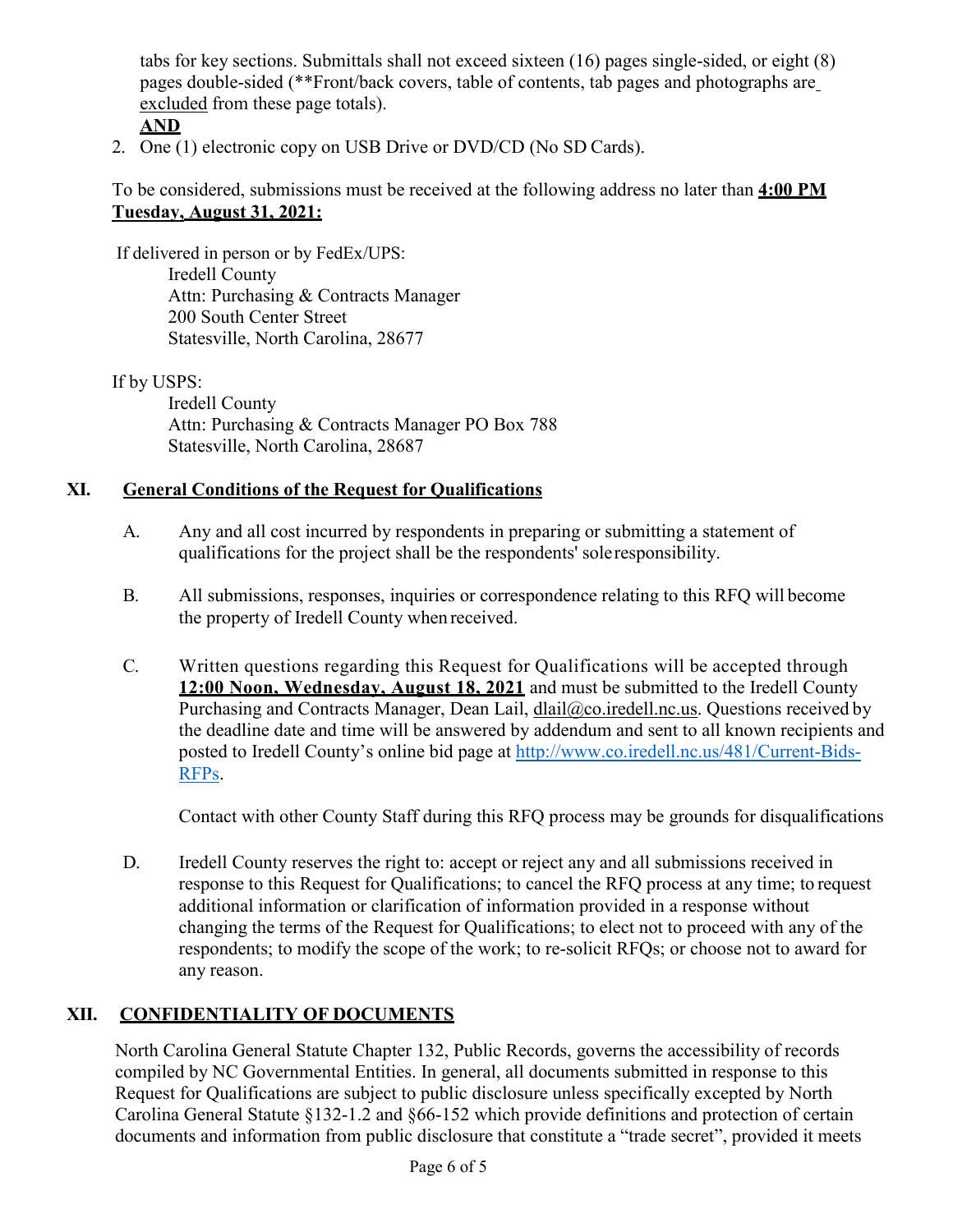tabs for key sections. Submittals shall not exceed sixteen (16) pages single-sided, or eight (8) pages double-sided (**Front/back covers, table of contents, tab pages and photographs are excluded from these page totals).

**AND**

2. One (1) electronic copy on USB Drive or DVD/CD (No SD Cards).

To be considered, submissions must be received at the following address no later than **4:00 PM Tuesday, August 31, 2021:**

If delivered in person or by FedEx/UPS:
Iredell County
Attn: Purchasing & Contracts Manager
200 South Center Street
Statesville, North Carolina, 28677

If by USPS:
Iredell County
Attn: Purchasing & Contracts Manager PO Box 788
Statesville, North Carolina, 28687

## XI. General Conditions of the Request for Qualifications

A. Any and all cost incurred by respondents in preparing or submitting a statement of qualifications for the project shall be the respondents' sole responsibility.

B. All submissions, responses, inquiries or correspondence relating to this RFQ will become the property of Iredell County when received.

C. Written questions regarding this Request for Qualifications will be accepted through **12:00 Noon, Wednesday, August 18, 2021** and must be submitted to the Iredell County Purchasing and Contracts Manager, Dean Lail, dlail@co.iredell.nc.us. Questions received by the deadline date and time will be answered by addendum and sent to all known recipients and posted to Iredell County's online bid page at http://www.co.iredell.nc.us/481/Current-Bids-RFPs.

Contact with other County Staff during this RFQ process may be grounds for disqualifications

D. Iredell County reserves the right to: accept or reject any and all submissions received in response to this Request for Qualifications; to cancel the RFQ process at any time; to request additional information or clarification of information provided in a response without changing the terms of the Request for Qualifications; to elect not to proceed with any of the respondents; to modify the scope of the work; to re-solicit RFQs; or choose not to award for any reason.

## XII. CONFIDENTIALITY OF DOCUMENTS

North Carolina General Statute Chapter 132, Public Records, governs the accessibility of records compiled by NC Governmental Entities. In general, all documents submitted in response to this Request for Qualifications are subject to public disclosure unless specifically excepted by North Carolina General Statute §132-1.2 and §66-152 which provide definitions and protection of certain documents and information from public disclosure that constitute a "trade secret", provided it meets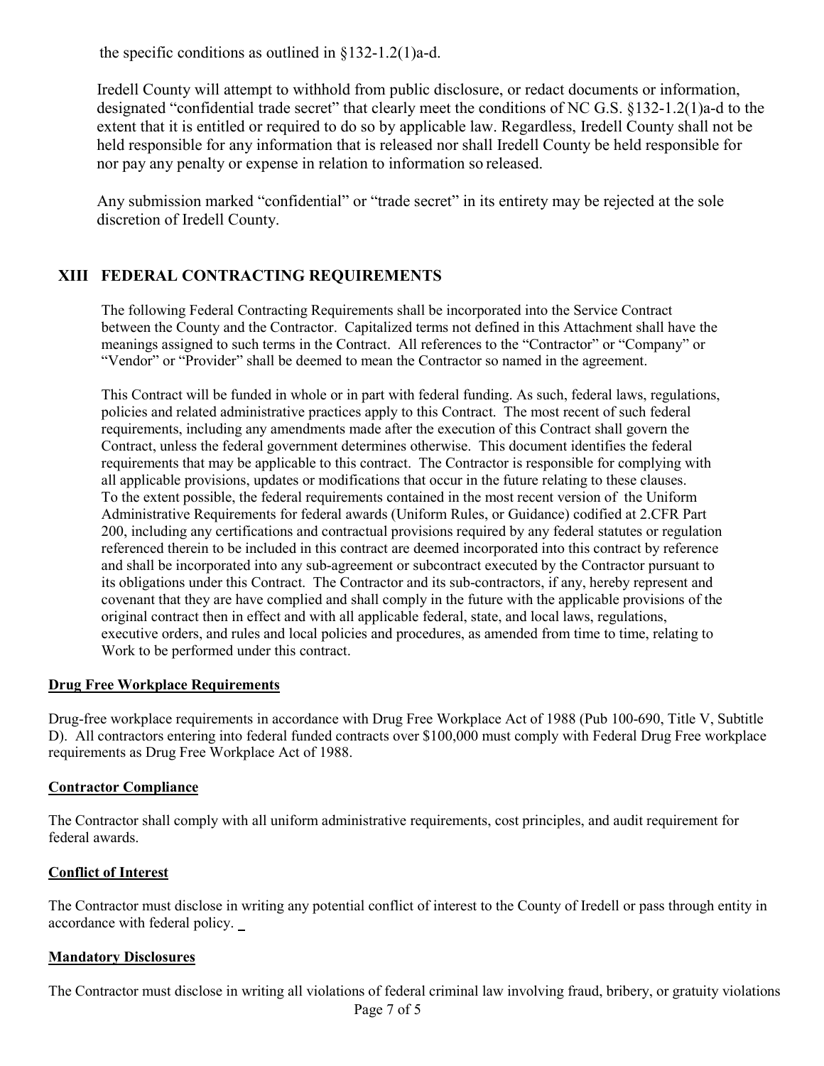the specific conditions as outlined in §132-1.2(1)a-d.

Iredell County will attempt to withhold from public disclosure, or redact documents or information, designated "confidential trade secret" that clearly meet the conditions of NC G.S. §132-1.2(1)a-d to the extent that it is entitled or required to do so by applicable law. Regardless, Iredell County shall not be held responsible for any information that is released nor shall Iredell County be held responsible for nor pay any penalty or expense in relation to information so released.

Any submission marked "confidential" or "trade secret" in its entirety may be rejected at the sole discretion of Iredell County.

## XIII FEDERAL CONTRACTING REQUIREMENTS

The following Federal Contracting Requirements shall be incorporated into the Service Contract between the County and the Contractor. Capitalized terms not defined in this Attachment shall have the meanings assigned to such terms in the Contract. All references to the "Contractor" or "Company" or "Vendor" or "Provider" shall be deemed to mean the Contractor so named in the agreement.

This Contract will be funded in whole or in part with federal funding. As such, federal laws, regulations, policies and related administrative practices apply to this Contract. The most recent of such federal requirements, including any amendments made after the execution of this Contract shall govern the Contract, unless the federal government determines otherwise. This document identifies the federal requirements that may be applicable to this contract. The Contractor is responsible for complying with all applicable provisions, updates or modifications that occur in the future relating to these clauses. To the extent possible, the federal requirements contained in the most recent version of the Uniform Administrative Requirements for federal awards (Uniform Rules, or Guidance) codified at 2.CFR Part 200, including any certifications and contractual provisions required by any federal statutes or regulation referenced therein to be included in this contract are deemed incorporated into this contract by reference and shall be incorporated into any sub-agreement or subcontract executed by the Contractor pursuant to its obligations under this Contract. The Contractor and its sub-contractors, if any, hereby represent and covenant that they are have complied and shall comply in the future with the applicable provisions of the original contract then in effect and with all applicable federal, state, and local laws, regulations, executive orders, and rules and local policies and procedures, as amended from time to time, relating to Work to be performed under this contract.

**Drug Free Workplace Requirements**

Drug-free workplace requirements in accordance with Drug Free Workplace Act of 1988 (Pub 100-690, Title V, Subtitle D). All contractors entering into federal funded contracts over $100,000 must comply with Federal Drug Free workplace requirements as Drug Free Workplace Act of 1988.

**Contractor Compliance**

The Contractor shall comply with all uniform administrative requirements, cost principles, and audit requirement for federal awards.

**Conflict of Interest**

The Contractor must disclose in writing any potential conflict of interest to the County of Iredell or pass through entity in accordance with federal policy.

**Mandatory Disclosures**

The Contractor must disclose in writing all violations of federal criminal law involving fraud, bribery, or gratuity violations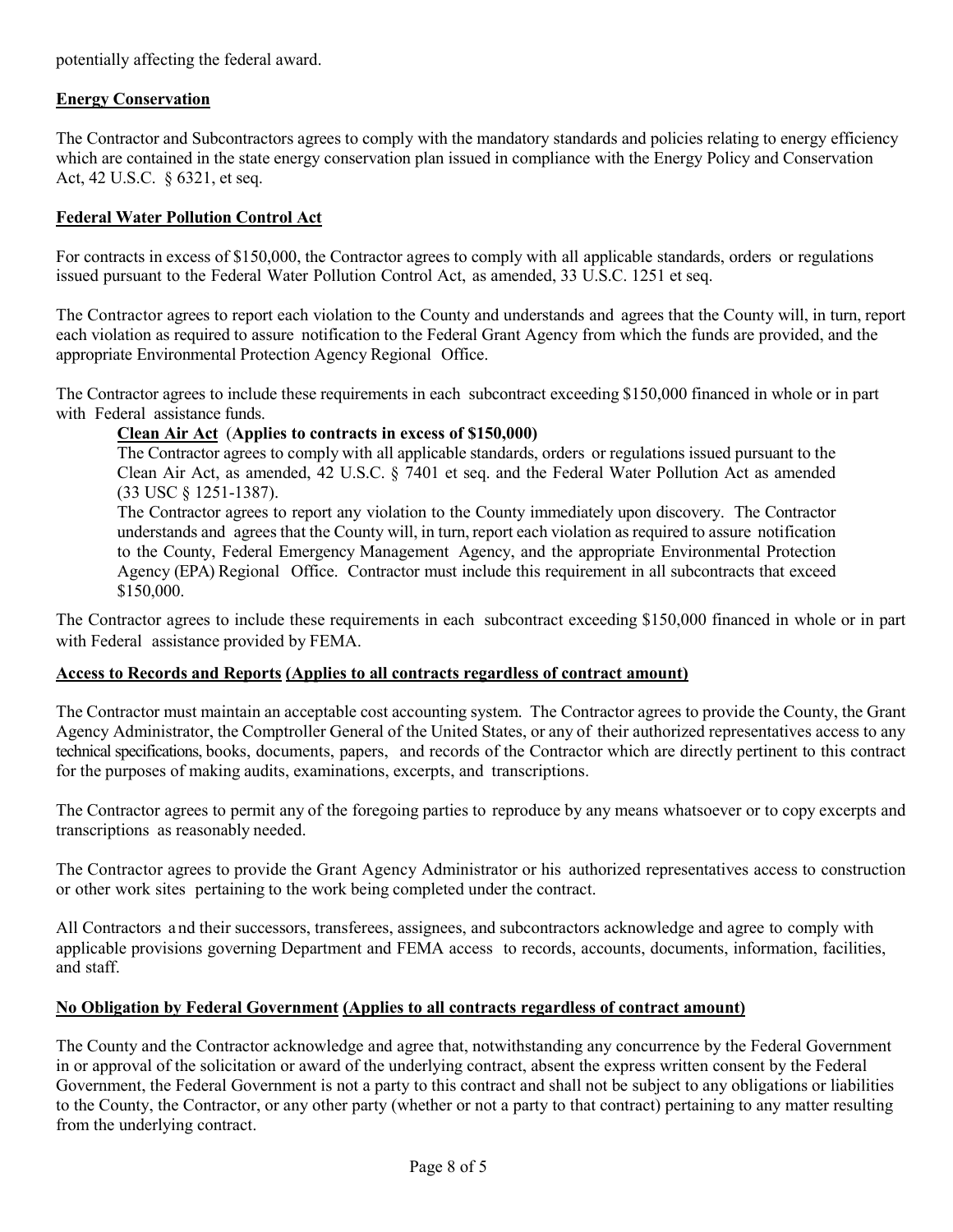potentially affecting the federal award.

**Energy Conservation**

The Contractor and Subcontractors agrees to comply with the mandatory standards and policies relating to energy efficiency which are contained in the state energy conservation plan issued in compliance with the Energy Policy and Conservation Act, 42 U.S.C. § 6321, et seq.

**Federal Water Pollution Control Act**

For contracts in excess of $150,000, the Contractor agrees to comply with all applicable standards, orders or regulations issued pursuant to the Federal Water Pollution Control Act, as amended, 33 U.S.C. 1251 et seq.

The Contractor agrees to report each violation to the County and understands and agrees that the County will, in turn, report each violation as required to assure notification to the Federal Grant Agency from which the funds are provided, and the appropriate Environmental Protection Agency Regional Office.

The Contractor agrees to include these requirements in each subcontract exceeding $150,000 financed in whole or in part with Federal assistance funds.

**Clean Air Act (Applies to contracts in excess of $150,000)**

The Contractor agrees to comply with all applicable standards, orders or regulations issued pursuant to the Clean Air Act, as amended, 42 U.S.C. § 7401 et seq. and the Federal Water Pollution Act as amended (33 USC § 1251-1387).

The Contractor agrees to report any violation to the County immediately upon discovery. The Contractor understands and agrees that the County will, in turn, report each violation as required to assure notification to the County, Federal Emergency Management Agency, and the appropriate Environmental Protection Agency (EPA) Regional Office. Contractor must include this requirement in all subcontracts that exceed $150,000.

The Contractor agrees to include these requirements in each subcontract exceeding $150,000 financed in whole or in part with Federal assistance provided by FEMA.

**Access to Records and Reports (Applies to all contracts regardless of contract amount)**

The Contractor must maintain an acceptable cost accounting system. The Contractor agrees to provide the County, the Grant Agency Administrator, the Comptroller General of the United States, or any of their authorized representatives access to any technical specifications, books, documents, papers, and records of the Contractor which are directly pertinent to this contract for the purposes of making audits, examinations, excerpts, and transcriptions.

The Contractor agrees to permit any of the foregoing parties to reproduce by any means whatsoever or to copy excerpts and transcriptions as reasonably needed.

The Contractor agrees to provide the Grant Agency Administrator or his authorized representatives access to construction or other work sites pertaining to the work being completed under the contract.

All Contractors and their successors, transferees, assignees, and subcontractors acknowledge and agree to comply with applicable provisions governing Department and FEMA access to records, accounts, documents, information, facilities, and staff.

**No Obligation by Federal Government (Applies to all contracts regardless of contract amount)**

The County and the Contractor acknowledge and agree that, notwithstanding any concurrence by the Federal Government in or approval of the solicitation or award of the underlying contract, absent the express written consent by the Federal Government, the Federal Government is not a party to this contract and shall not be subject to any obligations or liabilities to the County, the Contractor, or any other party (whether or not a party to that contract) pertaining to any matter resulting from the underlying contract.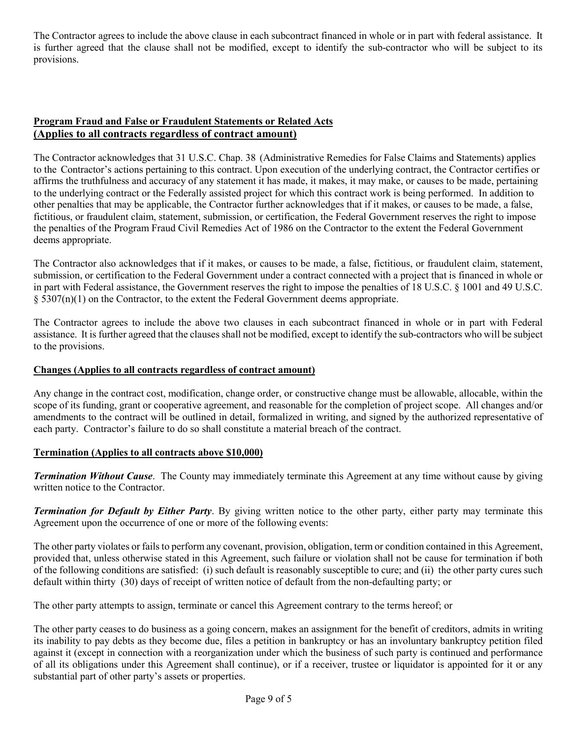The Contractor agrees to include the above clause in each subcontract financed in whole or in part with federal assistance. It is further agreed that the clause shall not be modified, except to identify the sub-contractor who will be subject to its provisions.

**Program Fraud and False or Fraudulent Statements or Related Acts**
**(Applies to all contracts regardless of contract amount)**

The Contractor acknowledges that 31 U.S.C. Chap. 38 (Administrative Remedies for False Claims and Statements) applies to the Contractor's actions pertaining to this contract. Upon execution of the underlying contract, the Contractor certifies or affirms the truthfulness and accuracy of any statement it has made, it makes, it may make, or causes to be made, pertaining to the underlying contract or the Federally assisted project for which this contract work is being performed. In addition to other penalties that may be applicable, the Contractor further acknowledges that if it makes, or causes to be made, a false, fictitious, or fraudulent claim, statement, submission, or certification, the Federal Government reserves the right to impose the penalties of the Program Fraud Civil Remedies Act of 1986 on the Contractor to the extent the Federal Government deems appropriate.

The Contractor also acknowledges that if it makes, or causes to be made, a false, fictitious, or fraudulent claim, statement, submission, or certification to the Federal Government under a contract connected with a project that is financed in whole or in part with Federal assistance, the Government reserves the right to impose the penalties of 18 U.S.C. § 1001 and 49 U.S.C. § 5307(n)(1) on the Contractor, to the extent the Federal Government deems appropriate.

The Contractor agrees to include the above two clauses in each subcontract financed in whole or in part with Federal assistance. It is further agreed that the clauses shall not be modified, except to identify the sub-contractors who will be subject to the provisions.

**Changes (Applies to all contracts regardless of contract amount)**

Any change in the contract cost, modification, change order, or constructive change must be allowable, allocable, within the scope of its funding, grant or cooperative agreement, and reasonable for the completion of project scope. All changes and/or amendments to the contract will be outlined in detail, formalized in writing, and signed by the authorized representative of each party. Contractor's failure to do so shall constitute a material breach of the contract.

**Termination (Applies to all contracts above $10,000)**

***Termination Without Cause***. The County may immediately terminate this Agreement at any time without cause by giving written notice to the Contractor.

***Termination for Default by Either Party***. By giving written notice to the other party, either party may terminate this Agreement upon the occurrence of one or more of the following events:

The other party violates or fails to perform any covenant, provision, obligation, term or condition contained in this Agreement, provided that, unless otherwise stated in this Agreement, such failure or violation shall not be cause for termination if both of the following conditions are satisfied: (i) such default is reasonably susceptible to cure; and (ii) the other party cures such default within thirty (30) days of receipt of written notice of default from the non-defaulting party; or

The other party attempts to assign, terminate or cancel this Agreement contrary to the terms hereof; or

The other party ceases to do business as a going concern, makes an assignment for the benefit of creditors, admits in writing its inability to pay debts as they become due, files a petition in bankruptcy or has an involuntary bankruptcy petition filed against it (except in connection with a reorganization under which the business of such party is continued and performance of all its obligations under this Agreement shall continue), or if a receiver, trustee or liquidator is appointed for it or any substantial part of other party's assets or properties.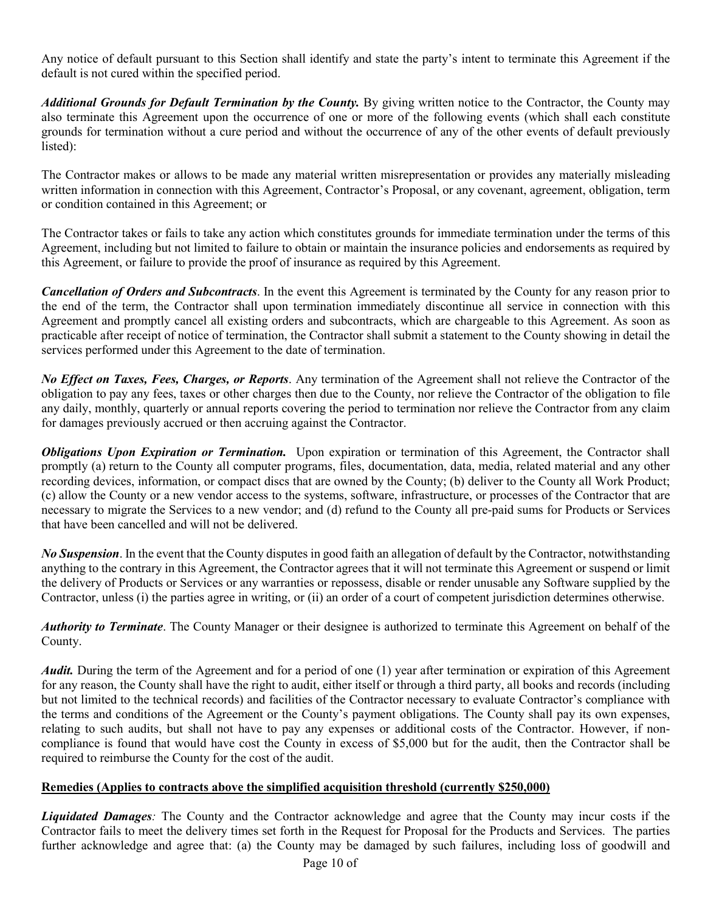Any notice of default pursuant to this Section shall identify and state the party's intent to terminate this Agreement if the default is not cured within the specified period.

***Additional Grounds for Default Termination by the County.*** By giving written notice to the Contractor, the County may also terminate this Agreement upon the occurrence of one or more of the following events (which shall each constitute grounds for termination without a cure period and without the occurrence of any of the other events of default previously listed):

The Contractor makes or allows to be made any material written misrepresentation or provides any materially misleading written information in connection with this Agreement, Contractor's Proposal, or any covenant, agreement, obligation, term or condition contained in this Agreement; or

The Contractor takes or fails to take any action which constitutes grounds for immediate termination under the terms of this Agreement, including but not limited to failure to obtain or maintain the insurance policies and endorsements as required by this Agreement, or failure to provide the proof of insurance as required by this Agreement.

***Cancellation of Orders and Subcontracts***. In the event this Agreement is terminated by the County for any reason prior to the end of the term, the Contractor shall upon termination immediately discontinue all service in connection with this Agreement and promptly cancel all existing orders and subcontracts, which are chargeable to this Agreement. As soon as practicable after receipt of notice of termination, the Contractor shall submit a statement to the County showing in detail the services performed under this Agreement to the date of termination.

***No Effect on Taxes, Fees, Charges, or Reports***. Any termination of the Agreement shall not relieve the Contractor of the obligation to pay any fees, taxes or other charges then due to the County, nor relieve the Contractor of the obligation to file any daily, monthly, quarterly or annual reports covering the period to termination nor relieve the Contractor from any claim for damages previously accrued or then accruing against the Contractor.

***Obligations Upon Expiration or Termination.*** Upon expiration or termination of this Agreement, the Contractor shall promptly (a) return to the County all computer programs, files, documentation, data, media, related material and any other recording devices, information, or compact discs that are owned by the County; (b) deliver to the County all Work Product; (c) allow the County or a new vendor access to the systems, software, infrastructure, or processes of the Contractor that are necessary to migrate the Services to a new vendor; and (d) refund to the County all pre-paid sums for Products or Services that have been cancelled and will not be delivered.

***No Suspension***. In the event that the County disputes in good faith an allegation of default by the Contractor, notwithstanding anything to the contrary in this Agreement, the Contractor agrees that it will not terminate this Agreement or suspend or limit the delivery of Products or Services or any warranties or repossess, disable or render unusable any Software supplied by the Contractor, unless (i) the parties agree in writing, or (ii) an order of a court of competent jurisdiction determines otherwise.

***Authority to Terminate***. The County Manager or their designee is authorized to terminate this Agreement on behalf of the County.

***Audit.*** During the term of the Agreement and for a period of one (1) year after termination or expiration of this Agreement for any reason, the County shall have the right to audit, either itself or through a third party, all books and records (including but not limited to the technical records) and facilities of the Contractor necessary to evaluate Contractor's compliance with the terms and conditions of the Agreement or the County's payment obligations. The County shall pay its own expenses, relating to such audits, but shall not have to pay any expenses or additional costs of the Contractor. However, if non-compliance is found that would have cost the County in excess of $5,000 but for the audit, then the Contractor shall be required to reimburse the County for the cost of the audit.

**Remedies (Applies to contracts above the simplified acquisition threshold (currently $250,000)**

***Liquidated Damages****:* The County and the Contractor acknowledge and agree that the County may incur costs if the Contractor fails to meet the delivery times set forth in the Request for Proposal for the Products and Services. The parties further acknowledge and agree that: (a) the County may be damaged by such failures, including loss of goodwill and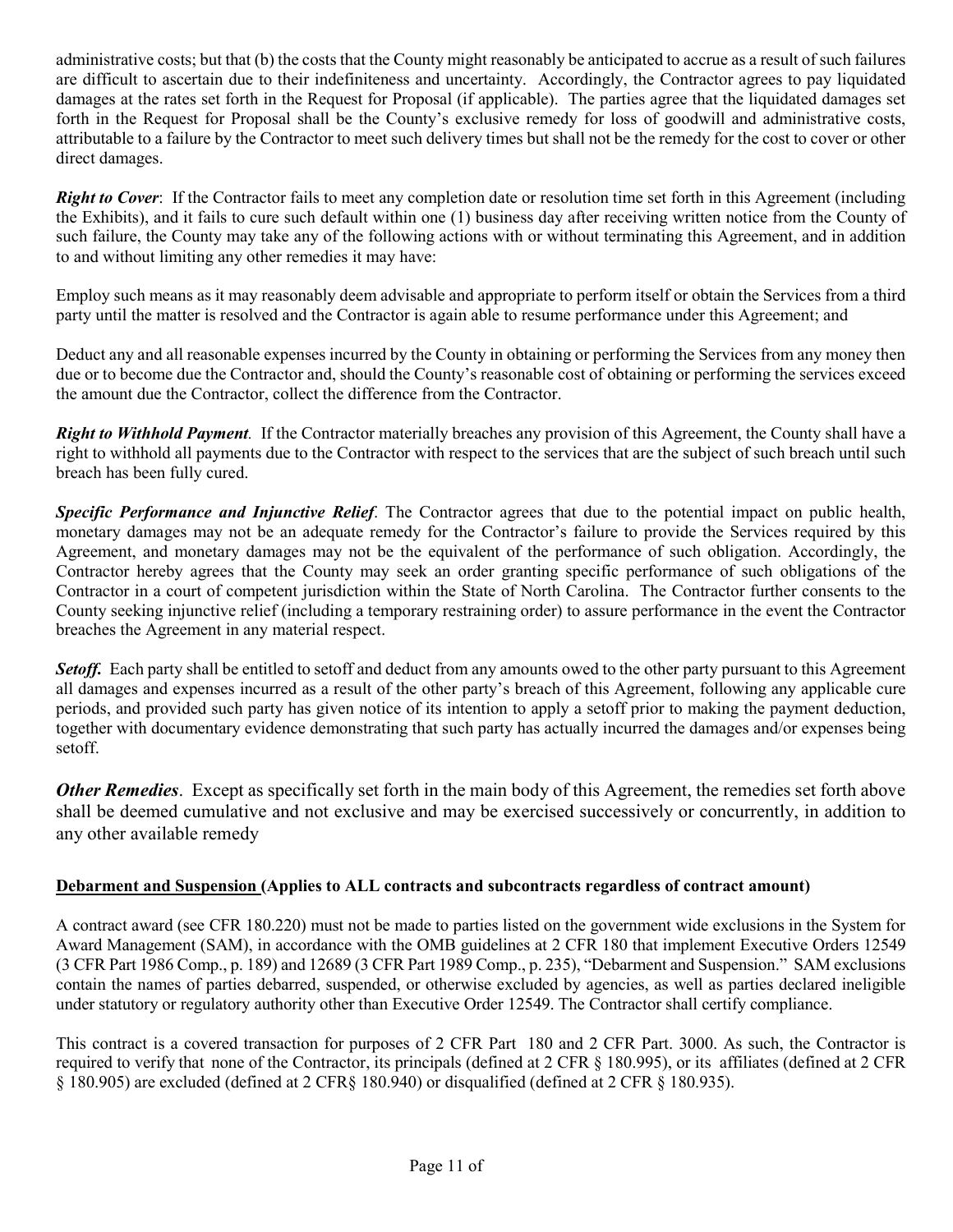administrative costs; but that (b) the costs that the County might reasonably be anticipated to accrue as a result of such failures are difficult to ascertain due to their indefiniteness and uncertainty. Accordingly, the Contractor agrees to pay liquidated damages at the rates set forth in the Request for Proposal (if applicable). The parties agree that the liquidated damages set forth in the Request for Proposal shall be the County's exclusive remedy for loss of goodwill and administrative costs, attributable to a failure by the Contractor to meet such delivery times but shall not be the remedy for the cost to cover or other direct damages.

***Right to Cover***: If the Contractor fails to meet any completion date or resolution time set forth in this Agreement (including the Exhibits), and it fails to cure such default within one (1) business day after receiving written notice from the County of such failure, the County may take any of the following actions with or without terminating this Agreement, and in addition to and without limiting any other remedies it may have:

Employ such means as it may reasonably deem advisable and appropriate to perform itself or obtain the Services from a third party until the matter is resolved and the Contractor is again able to resume performance under this Agreement; and

Deduct any and all reasonable expenses incurred by the County in obtaining or performing the Services from any money then due or to become due the Contractor and, should the County's reasonable cost of obtaining or performing the services exceed the amount due the Contractor, collect the difference from the Contractor.

***Right to Withhold Payment.*** If the Contractor materially breaches any provision of this Agreement, the County shall have a right to withhold all payments due to the Contractor with respect to the services that are the subject of such breach until such breach has been fully cured.

***Specific Performance and Injunctive Relief***. The Contractor agrees that due to the potential impact on public health, monetary damages may not be an adequate remedy for the Contractor's failure to provide the Services required by this Agreement, and monetary damages may not be the equivalent of the performance of such obligation. Accordingly, the Contractor hereby agrees that the County may seek an order granting specific performance of such obligations of the Contractor in a court of competent jurisdiction within the State of North Carolina. The Contractor further consents to the County seeking injunctive relief (including a temporary restraining order) to assure performance in the event the Contractor breaches the Agreement in any material respect.

***Setoff.*** Each party shall be entitled to setoff and deduct from any amounts owed to the other party pursuant to this Agreement all damages and expenses incurred as a result of the other party's breach of this Agreement, following any applicable cure periods, and provided such party has given notice of its intention to apply a setoff prior to making the payment deduction, together with documentary evidence demonstrating that such party has actually incurred the damages and/or expenses being setoff.

***Other Remedies***. Except as specifically set forth in the main body of this Agreement, the remedies set forth above shall be deemed cumulative and not exclusive and may be exercised successively or concurrently, in addition to any other available remedy

**Debarment and Suspension (Applies to ALL contracts and subcontracts regardless of contract amount)**

A contract award (see CFR 180.220) must not be made to parties listed on the government wide exclusions in the System for Award Management (SAM), in accordance with the OMB guidelines at 2 CFR 180 that implement Executive Orders 12549 (3 CFR Part 1986 Comp., p. 189) and 12689 (3 CFR Part 1989 Comp., p. 235), "Debarment and Suspension." SAM exclusions contain the names of parties debarred, suspended, or otherwise excluded by agencies, as well as parties declared ineligible under statutory or regulatory authority other than Executive Order 12549. The Contractor shall certify compliance.

This contract is a covered transaction for purposes of 2 CFR Part 180 and 2 CFR Part. 3000. As such, the Contractor is required to verify that none of the Contractor, its principals (defined at 2 CFR § 180.995), or its affiliates (defined at 2 CFR § 180.905) are excluded (defined at 2 CFR§ 180.940) or disqualified (defined at 2 CFR § 180.935).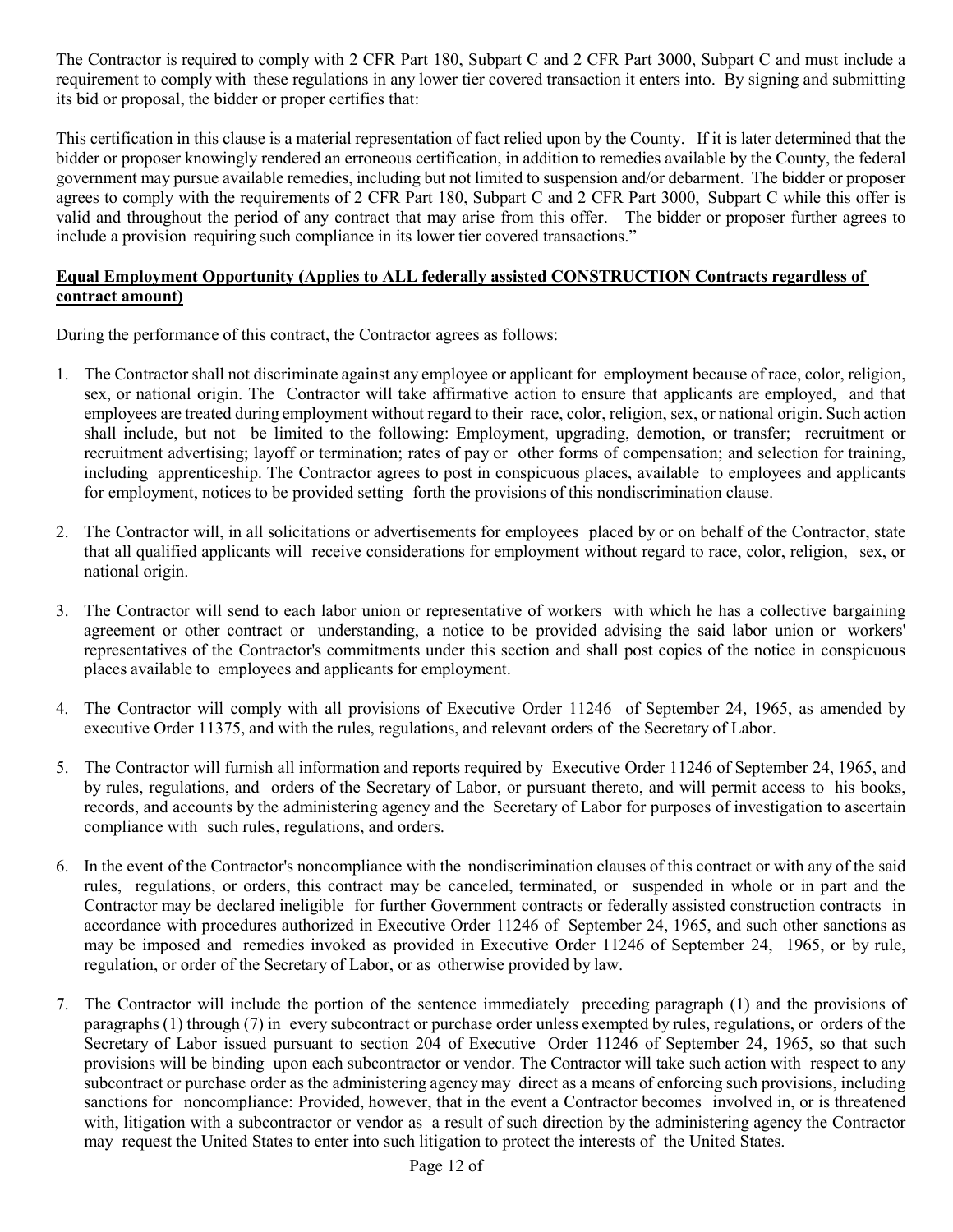The Contractor is required to comply with 2 CFR Part 180, Subpart C and 2 CFR Part 3000, Subpart C and must include a requirement to comply with these regulations in any lower tier covered transaction it enters into. By signing and submitting its bid or proposal, the bidder or proper certifies that:

This certification in this clause is a material representation of fact relied upon by the County. If it is later determined that the bidder or proposer knowingly rendered an erroneous certification, in addition to remedies available by the County, the federal government may pursue available remedies, including but not limited to suspension and/or debarment. The bidder or proposer agrees to comply with the requirements of 2 CFR Part 180, Subpart C and 2 CFR Part 3000, Subpart C while this offer is valid and throughout the period of any contract that may arise from this offer. The bidder or proposer further agrees to include a provision requiring such compliance in its lower tier covered transactions."

**Equal Employment Opportunity (Applies to ALL federally assisted CONSTRUCTION Contracts regardless of contract amount)**

During the performance of this contract, the Contractor agrees as follows:

1. The Contractor shall not discriminate against any employee or applicant for employment because of race, color, religion, sex, or national origin. The Contractor will take affirmative action to ensure that applicants are employed, and that employees are treated during employment without regard to their race, color, religion, sex, or national origin. Such action shall include, but not be limited to the following: Employment, upgrading, demotion, or transfer; recruitment or recruitment advertising; layoff or termination; rates of pay or other forms of compensation; and selection for training, including apprenticeship. The Contractor agrees to post in conspicuous places, available to employees and applicants for employment, notices to be provided setting forth the provisions of this nondiscrimination clause.

2. The Contractor will, in all solicitations or advertisements for employees placed by or on behalf of the Contractor, state that all qualified applicants will receive considerations for employment without regard to race, color, religion, sex, or national origin.

3. The Contractor will send to each labor union or representative of workers with which he has a collective bargaining agreement or other contract or understanding, a notice to be provided advising the said labor union or workers' representatives of the Contractor's commitments under this section and shall post copies of the notice in conspicuous places available to employees and applicants for employment.

4. The Contractor will comply with all provisions of Executive Order 11246 of September 24, 1965, as amended by executive Order 11375, and with the rules, regulations, and relevant orders of the Secretary of Labor.

5. The Contractor will furnish all information and reports required by Executive Order 11246 of September 24, 1965, and by rules, regulations, and orders of the Secretary of Labor, or pursuant thereto, and will permit access to his books, records, and accounts by the administering agency and the Secretary of Labor for purposes of investigation to ascertain compliance with such rules, regulations, and orders.

6. In the event of the Contractor's noncompliance with the nondiscrimination clauses of this contract or with any of the said rules, regulations, or orders, this contract may be canceled, terminated, or suspended in whole or in part and the Contractor may be declared ineligible for further Government contracts or federally assisted construction contracts in accordance with procedures authorized in Executive Order 11246 of September 24, 1965, and such other sanctions as may be imposed and remedies invoked as provided in Executive Order 11246 of September 24, 1965, or by rule, regulation, or order of the Secretary of Labor, or as otherwise provided by law.

7. The Contractor will include the portion of the sentence immediately preceding paragraph (1) and the provisions of paragraphs (1) through (7) in every subcontract or purchase order unless exempted by rules, regulations, or orders of the Secretary of Labor issued pursuant to section 204 of Executive Order 11246 of September 24, 1965, so that such provisions will be binding upon each subcontractor or vendor. The Contractor will take such action with respect to any subcontract or purchase order as the administering agency may direct as a means of enforcing such provisions, including sanctions for noncompliance: Provided, however, that in the event a Contractor becomes involved in, or is threatened with, litigation with a subcontractor or vendor as a result of such direction by the administering agency the Contractor may request the United States to enter into such litigation to protect the interests of the United States.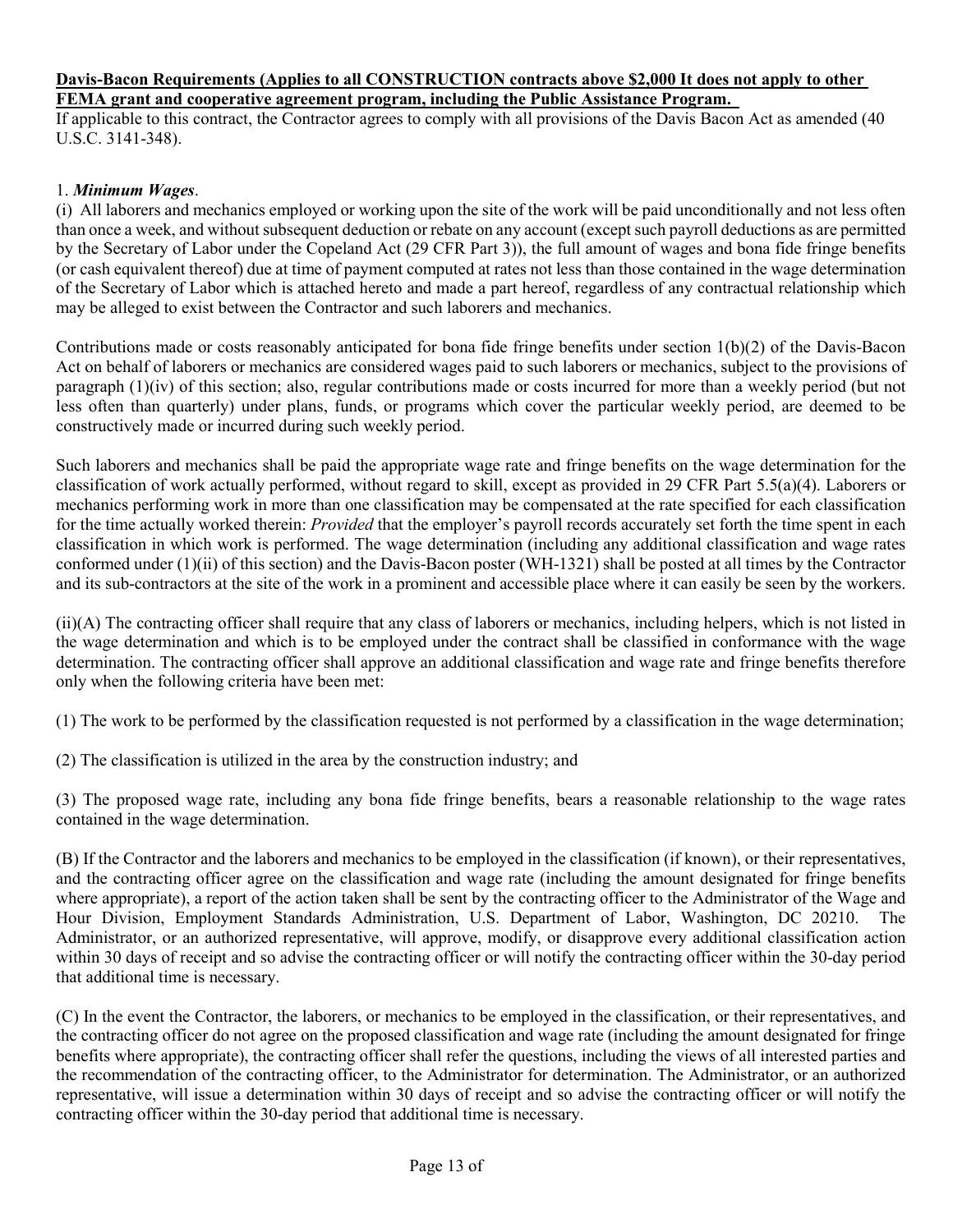**Davis-Bacon Requirements (Applies to all CONSTRUCTION contracts above $2,000 It does not apply to other FEMA grant and cooperative agreement program, including the Public Assistance Program.**

If applicable to this contract, the Contractor agrees to comply with all provisions of the Davis Bacon Act as amended (40 U.S.C. 3141-348).

1. ***Minimum Wages***.

(i) All laborers and mechanics employed or working upon the site of the work will be paid unconditionally and not less often than once a week, and without subsequent deduction or rebate on any account (except such payroll deductions as are permitted by the Secretary of Labor under the Copeland Act (29 CFR Part 3)), the full amount of wages and bona fide fringe benefits (or cash equivalent thereof) due at time of payment computed at rates not less than those contained in the wage determination of the Secretary of Labor which is attached hereto and made a part hereof, regardless of any contractual relationship which may be alleged to exist between the Contractor and such laborers and mechanics.

Contributions made or costs reasonably anticipated for bona fide fringe benefits under section 1(b)(2) of the Davis-Bacon Act on behalf of laborers or mechanics are considered wages paid to such laborers or mechanics, subject to the provisions of paragraph (1)(iv) of this section; also, regular contributions made or costs incurred for more than a weekly period (but not less often than quarterly) under plans, funds, or programs which cover the particular weekly period, are deemed to be constructively made or incurred during such weekly period.

Such laborers and mechanics shall be paid the appropriate wage rate and fringe benefits on the wage determination for the classification of work actually performed, without regard to skill, except as provided in 29 CFR Part 5.5(a)(4). Laborers or mechanics performing work in more than one classification may be compensated at the rate specified for each classification for the time actually worked therein: *Provided* that the employer's payroll records accurately set forth the time spent in each classification in which work is performed. The wage determination (including any additional classification and wage rates conformed under (1)(ii) of this section) and the Davis-Bacon poster (WH-1321) shall be posted at all times by the Contractor and its sub-contractors at the site of the work in a prominent and accessible place where it can easily be seen by the workers.

(ii)(A) The contracting officer shall require that any class of laborers or mechanics, including helpers, which is not listed in the wage determination and which is to be employed under the contract shall be classified in conformance with the wage determination. The contracting officer shall approve an additional classification and wage rate and fringe benefits therefore only when the following criteria have been met:

(1) The work to be performed by the classification requested is not performed by a classification in the wage determination;

(2) The classification is utilized in the area by the construction industry; and

(3) The proposed wage rate, including any bona fide fringe benefits, bears a reasonable relationship to the wage rates contained in the wage determination.

(B) If the Contractor and the laborers and mechanics to be employed in the classification (if known), or their representatives, and the contracting officer agree on the classification and wage rate (including the amount designated for fringe benefits where appropriate), a report of the action taken shall be sent by the contracting officer to the Administrator of the Wage and Hour Division, Employment Standards Administration, U.S. Department of Labor, Washington, DC 20210. The Administrator, or an authorized representative, will approve, modify, or disapprove every additional classification action within 30 days of receipt and so advise the contracting officer or will notify the contracting officer within the 30-day period that additional time is necessary.

(C) In the event the Contractor, the laborers, or mechanics to be employed in the classification, or their representatives, and the contracting officer do not agree on the proposed classification and wage rate (including the amount designated for fringe benefits where appropriate), the contracting officer shall refer the questions, including the views of all interested parties and the recommendation of the contracting officer, to the Administrator for determination. The Administrator, or an authorized representative, will issue a determination within 30 days of receipt and so advise the contracting officer or will notify the contracting officer within the 30-day period that additional time is necessary.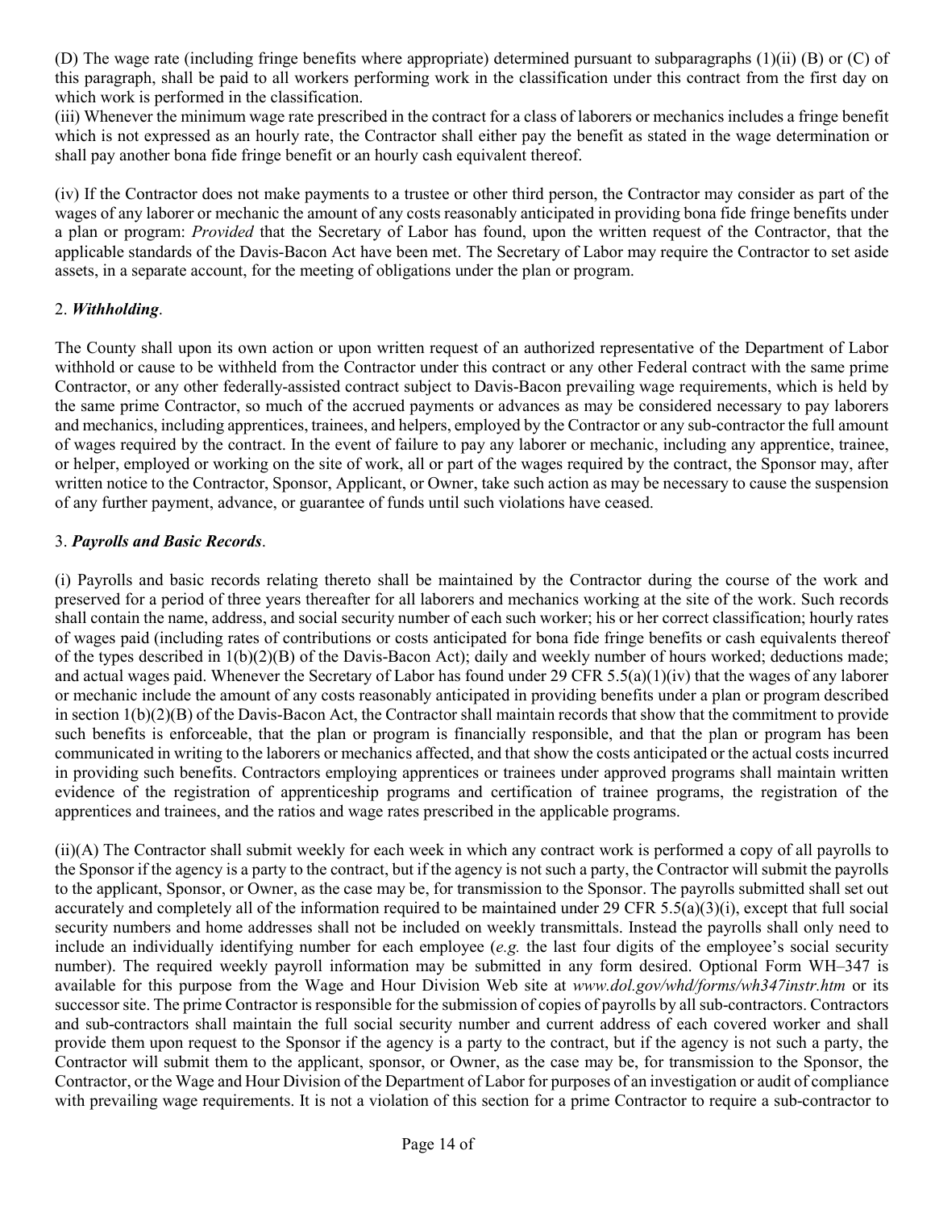(D) The wage rate (including fringe benefits where appropriate) determined pursuant to subparagraphs (1)(ii) (B) or (C) of this paragraph, shall be paid to all workers performing work in the classification under this contract from the first day on which work is performed in the classification.

(iii) Whenever the minimum wage rate prescribed in the contract for a class of laborers or mechanics includes a fringe benefit which is not expressed as an hourly rate, the Contractor shall either pay the benefit as stated in the wage determination or shall pay another bona fide fringe benefit or an hourly cash equivalent thereof.

(iv) If the Contractor does not make payments to a trustee or other third person, the Contractor may consider as part of the wages of any laborer or mechanic the amount of any costs reasonably anticipated in providing bona fide fringe benefits under a plan or program: *Provided* that the Secretary of Labor has found, upon the written request of the Contractor, that the applicable standards of the Davis-Bacon Act have been met. The Secretary of Labor may require the Contractor to set aside assets, in a separate account, for the meeting of obligations under the plan or program.

2. ***Withholding***.

The County shall upon its own action or upon written request of an authorized representative of the Department of Labor withhold or cause to be withheld from the Contractor under this contract or any other Federal contract with the same prime Contractor, or any other federally-assisted contract subject to Davis-Bacon prevailing wage requirements, which is held by the same prime Contractor, so much of the accrued payments or advances as may be considered necessary to pay laborers and mechanics, including apprentices, trainees, and helpers, employed by the Contractor or any sub-contractor the full amount of wages required by the contract. In the event of failure to pay any laborer or mechanic, including any apprentice, trainee, or helper, employed or working on the site of work, all or part of the wages required by the contract, the Sponsor may, after written notice to the Contractor, Sponsor, Applicant, or Owner, take such action as may be necessary to cause the suspension of any further payment, advance, or guarantee of funds until such violations have ceased.

3. ***Payrolls and Basic Records***.

(i) Payrolls and basic records relating thereto shall be maintained by the Contractor during the course of the work and preserved for a period of three years thereafter for all laborers and mechanics working at the site of the work. Such records shall contain the name, address, and social security number of each such worker; his or her correct classification; hourly rates of wages paid (including rates of contributions or costs anticipated for bona fide fringe benefits or cash equivalents thereof of the types described in 1(b)(2)(B) of the Davis-Bacon Act); daily and weekly number of hours worked; deductions made; and actual wages paid. Whenever the Secretary of Labor has found under 29 CFR 5.5(a)(1)(iv) that the wages of any laborer or mechanic include the amount of any costs reasonably anticipated in providing benefits under a plan or program described in section 1(b)(2)(B) of the Davis-Bacon Act, the Contractor shall maintain records that show that the commitment to provide such benefits is enforceable, that the plan or program is financially responsible, and that the plan or program has been communicated in writing to the laborers or mechanics affected, and that show the costs anticipated or the actual costs incurred in providing such benefits. Contractors employing apprentices or trainees under approved programs shall maintain written evidence of the registration of apprenticeship programs and certification of trainee programs, the registration of the apprentices and trainees, and the ratios and wage rates prescribed in the applicable programs.

(ii)(A) The Contractor shall submit weekly for each week in which any contract work is performed a copy of all payrolls to the Sponsor if the agency is a party to the contract, but if the agency is not such a party, the Contractor will submit the payrolls to the applicant, Sponsor, or Owner, as the case may be, for transmission to the Sponsor. The payrolls submitted shall set out accurately and completely all of the information required to be maintained under 29 CFR 5.5(a)(3)(i), except that full social security numbers and home addresses shall not be included on weekly transmittals. Instead the payrolls shall only need to include an individually identifying number for each employee (*e.g.* the last four digits of the employee's social security number). The required weekly payroll information may be submitted in any form desired. Optional Form WH–347 is available for this purpose from the Wage and Hour Division Web site at *www.dol.gov/whd/forms/wh347instr.htm* or its successor site. The prime Contractor is responsible for the submission of copies of payrolls by all sub-contractors. Contractors and sub-contractors shall maintain the full social security number and current address of each covered worker and shall provide them upon request to the Sponsor if the agency is a party to the contract, but if the agency is not such a party, the Contractor will submit them to the applicant, sponsor, or Owner, as the case may be, for transmission to the Sponsor, the Contractor, or the Wage and Hour Division of the Department of Labor for purposes of an investigation or audit of compliance with prevailing wage requirements. It is not a violation of this section for a prime Contractor to require a sub-contractor to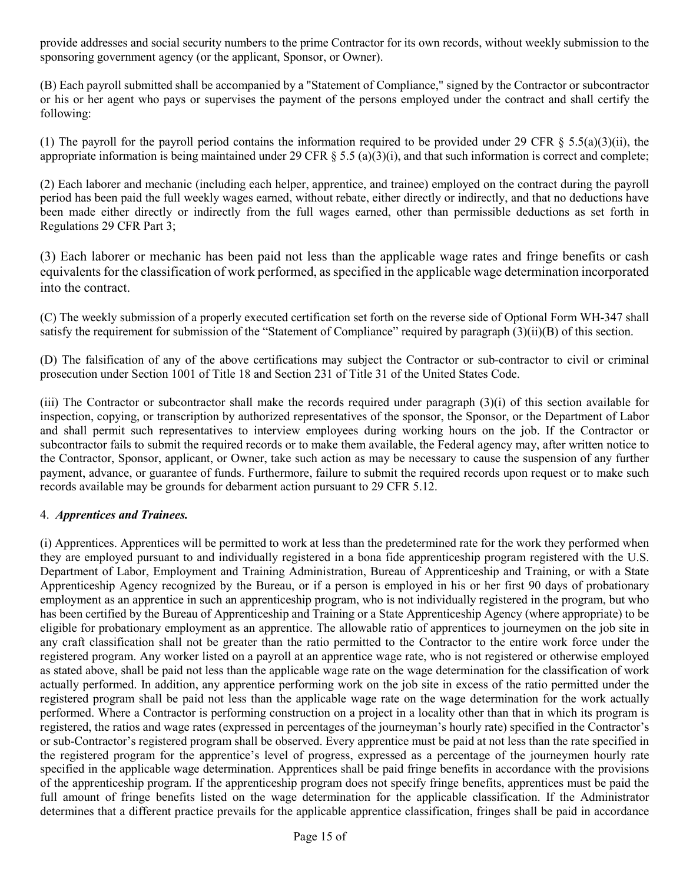provide addresses and social security numbers to the prime Contractor for its own records, without weekly submission to the sponsoring government agency (or the applicant, Sponsor, or Owner).

(B) Each payroll submitted shall be accompanied by a "Statement of Compliance," signed by the Contractor or subcontractor or his or her agent who pays or supervises the payment of the persons employed under the contract and shall certify the following:

(1) The payroll for the payroll period contains the information required to be provided under 29 CFR § 5.5(a)(3)(ii), the appropriate information is being maintained under 29 CFR § 5.5 (a)(3)(i), and that such information is correct and complete;

(2) Each laborer and mechanic (including each helper, apprentice, and trainee) employed on the contract during the payroll period has been paid the full weekly wages earned, without rebate, either directly or indirectly, and that no deductions have been made either directly or indirectly from the full wages earned, other than permissible deductions as set forth in Regulations 29 CFR Part 3;

(3) Each laborer or mechanic has been paid not less than the applicable wage rates and fringe benefits or cash equivalents for the classification of work performed, as specified in the applicable wage determination incorporated into the contract.

(C) The weekly submission of a properly executed certification set forth on the reverse side of Optional Form WH-347 shall satisfy the requirement for submission of the "Statement of Compliance" required by paragraph (3)(ii)(B) of this section.

(D) The falsification of any of the above certifications may subject the Contractor or sub-contractor to civil or criminal prosecution under Section 1001 of Title 18 and Section 231 of Title 31 of the United States Code.

(iii) The Contractor or subcontractor shall make the records required under paragraph (3)(i) of this section available for inspection, copying, or transcription by authorized representatives of the sponsor, the Sponsor, or the Department of Labor and shall permit such representatives to interview employees during working hours on the job. If the Contractor or subcontractor fails to submit the required records or to make them available, the Federal agency may, after written notice to the Contractor, Sponsor, applicant, or Owner, take such action as may be necessary to cause the suspension of any further payment, advance, or guarantee of funds. Furthermore, failure to submit the required records upon request or to make such records available may be grounds for debarment action pursuant to 29 CFR 5.12.

4. ***Apprentices and Trainees.***

(i) Apprentices. Apprentices will be permitted to work at less than the predetermined rate for the work they performed when they are employed pursuant to and individually registered in a bona fide apprenticeship program registered with the U.S. Department of Labor, Employment and Training Administration, Bureau of Apprenticeship and Training, or with a State Apprenticeship Agency recognized by the Bureau, or if a person is employed in his or her first 90 days of probationary employment as an apprentice in such an apprenticeship program, who is not individually registered in the program, but who has been certified by the Bureau of Apprenticeship and Training or a State Apprenticeship Agency (where appropriate) to be eligible for probationary employment as an apprentice. The allowable ratio of apprentices to journeymen on the job site in any craft classification shall not be greater than the ratio permitted to the Contractor to the entire work force under the registered program. Any worker listed on a payroll at an apprentice wage rate, who is not registered or otherwise employed as stated above, shall be paid not less than the applicable wage rate on the wage determination for the classification of work actually performed. In addition, any apprentice performing work on the job site in excess of the ratio permitted under the registered program shall be paid not less than the applicable wage rate on the wage determination for the work actually performed. Where a Contractor is performing construction on a project in a locality other than that in which its program is registered, the ratios and wage rates (expressed in percentages of the journeyman's hourly rate) specified in the Contractor's or sub-Contractor's registered program shall be observed. Every apprentice must be paid at not less than the rate specified in the registered program for the apprentice's level of progress, expressed as a percentage of the journeymen hourly rate specified in the applicable wage determination. Apprentices shall be paid fringe benefits in accordance with the provisions of the apprenticeship program. If the apprenticeship program does not specify fringe benefits, apprentices must be paid the full amount of fringe benefits listed on the wage determination for the applicable classification. If the Administrator determines that a different practice prevails for the applicable apprentice classification, fringes shall be paid in accordance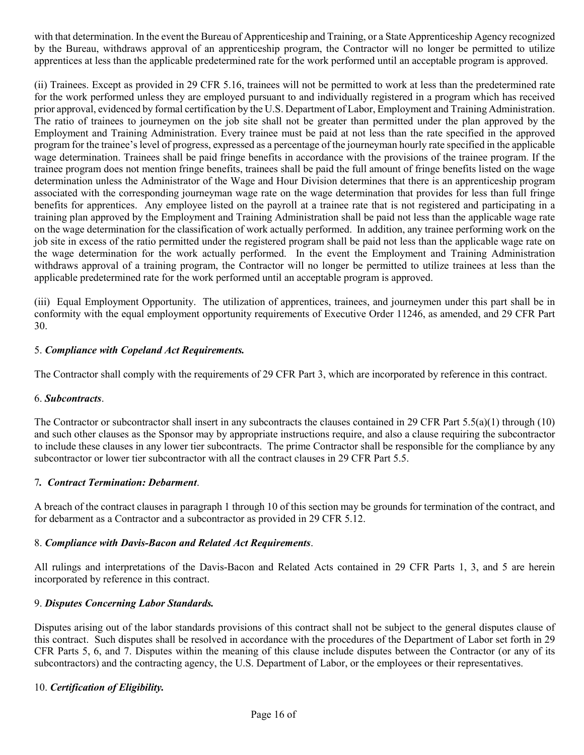with that determination. In the event the Bureau of Apprenticeship and Training, or a State Apprenticeship Agency recognized by the Bureau, withdraws approval of an apprenticeship program, the Contractor will no longer be permitted to utilize apprentices at less than the applicable predetermined rate for the work performed until an acceptable program is approved.

(ii) Trainees. Except as provided in 29 CFR 5.16, trainees will not be permitted to work at less than the predetermined rate for the work performed unless they are employed pursuant to and individually registered in a program which has received prior approval, evidenced by formal certification by the U.S. Department of Labor, Employment and Training Administration. The ratio of trainees to journeymen on the job site shall not be greater than permitted under the plan approved by the Employment and Training Administration. Every trainee must be paid at not less than the rate specified in the approved program for the trainee's level of progress, expressed as a percentage of the journeyman hourly rate specified in the applicable wage determination. Trainees shall be paid fringe benefits in accordance with the provisions of the trainee program. If the trainee program does not mention fringe benefits, trainees shall be paid the full amount of fringe benefits listed on the wage determination unless the Administrator of the Wage and Hour Division determines that there is an apprenticeship program associated with the corresponding journeyman wage rate on the wage determination that provides for less than full fringe benefits for apprentices. Any employee listed on the payroll at a trainee rate that is not registered and participating in a training plan approved by the Employment and Training Administration shall be paid not less than the applicable wage rate on the wage determination for the classification of work actually performed. In addition, any trainee performing work on the job site in excess of the ratio permitted under the registered program shall be paid not less than the applicable wage rate on the wage determination for the work actually performed. In the event the Employment and Training Administration withdraws approval of a training program, the Contractor will no longer be permitted to utilize trainees at less than the applicable predetermined rate for the work performed until an acceptable program is approved.

(iii) Equal Employment Opportunity. The utilization of apprentices, trainees, and journeymen under this part shall be in conformity with the equal employment opportunity requirements of Executive Order 11246, as amended, and 29 CFR Part 30.

5. ***Compliance with Copeland Act Requirements.***

The Contractor shall comply with the requirements of 29 CFR Part 3, which are incorporated by reference in this contract.

6. ***Subcontracts***.

The Contractor or subcontractor shall insert in any subcontracts the clauses contained in 29 CFR Part 5.5(a)(1) through (10) and such other clauses as the Sponsor may by appropriate instructions require, and also a clause requiring the subcontractor to include these clauses in any lower tier subcontracts. The prime Contractor shall be responsible for the compliance by any subcontractor or lower tier subcontractor with all the contract clauses in 29 CFR Part 5.5.

7***. Contract Termination: Debarment***.

A breach of the contract clauses in paragraph 1 through 10 of this section may be grounds for termination of the contract, and for debarment as a Contractor and a subcontractor as provided in 29 CFR 5.12.

8. ***Compliance with Davis-Bacon and Related Act Requirements***.

All rulings and interpretations of the Davis-Bacon and Related Acts contained in 29 CFR Parts 1, 3, and 5 are herein incorporated by reference in this contract.

9. ***Disputes Concerning Labor Standards.***

Disputes arising out of the labor standards provisions of this contract shall not be subject to the general disputes clause of this contract. Such disputes shall be resolved in accordance with the procedures of the Department of Labor set forth in 29 CFR Parts 5, 6, and 7. Disputes within the meaning of this clause include disputes between the Contractor (or any of its subcontractors) and the contracting agency, the U.S. Department of Labor, or the employees or their representatives.

10. ***Certification of Eligibility.***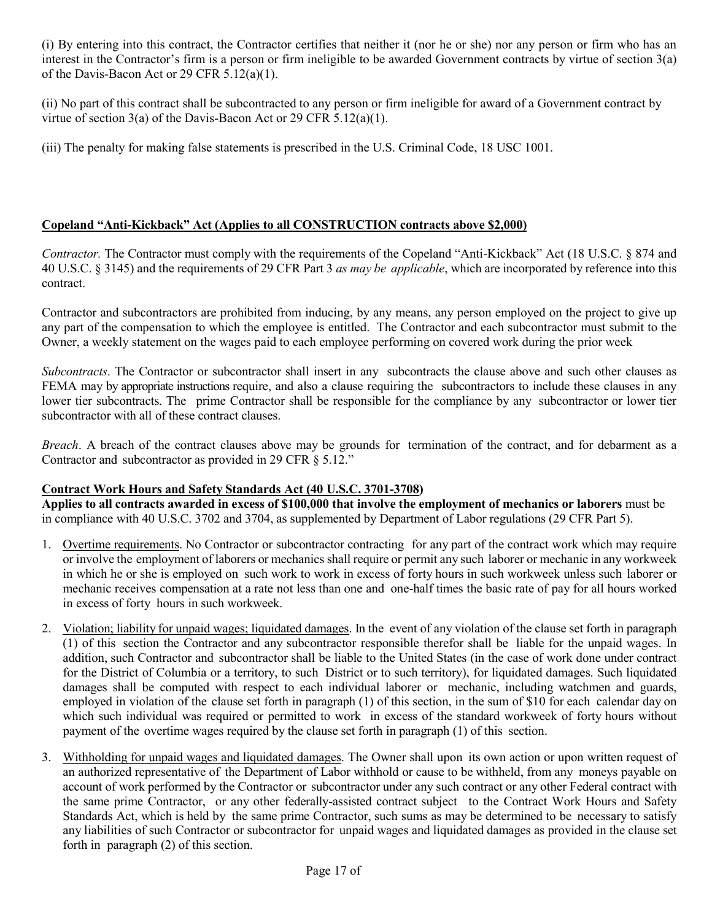(i) By entering into this contract, the Contractor certifies that neither it (nor he or she) nor any person or firm who has an interest in the Contractor's firm is a person or firm ineligible to be awarded Government contracts by virtue of section 3(a) of the Davis-Bacon Act or 29 CFR 5.12(a)(1).

(ii) No part of this contract shall be subcontracted to any person or firm ineligible for award of a Government contract by virtue of section 3(a) of the Davis-Bacon Act or 29 CFR 5.12(a)(1).

(iii) The penalty for making false statements is prescribed in the U.S. Criminal Code, 18 USC 1001.

**Copeland "Anti-Kickback" Act (Applies to all CONSTRUCTION contracts above $2,000)**

*Contractor.* The Contractor must comply with the requirements of the Copeland "Anti-Kickback" Act (18 U.S.C. § 874 and 40 U.S.C. § 3145) and the requirements of 29 CFR Part 3 *as may be applicable*, which are incorporated by reference into this contract.

Contractor and subcontractors are prohibited from inducing, by any means, any person employed on the project to give up any part of the compensation to which the employee is entitled. The Contractor and each subcontractor must submit to the Owner, a weekly statement on the wages paid to each employee performing on covered work during the prior week

*Subcontracts*. The Contractor or subcontractor shall insert in any subcontracts the clause above and such other clauses as FEMA may by appropriate instructions require, and also a clause requiring the subcontractors to include these clauses in any lower tier subcontracts. The prime Contractor shall be responsible for the compliance by any subcontractor or lower tier subcontractor with all of these contract clauses.

*Breach*. A breach of the contract clauses above may be grounds for termination of the contract, and for debarment as a Contractor and subcontractor as provided in 29 CFR § 5.12."

**Contract Work Hours and Safety Standards Act (40 U.S.C. 3701-3708)**
**Applies to all contracts awarded in excess of $100,000 that involve the employment of mechanics or laborers** must be in compliance with 40 U.S.C. 3702 and 3704, as supplemented by Department of Labor regulations (29 CFR Part 5).

1. Overtime requirements. No Contractor or subcontractor contracting for any part of the contract work which may require or involve the employment of laborers or mechanics shall require or permit any such laborer or mechanic in any workweek in which he or she is employed on such work to work in excess of forty hours in such workweek unless such laborer or mechanic receives compensation at a rate not less than one and one-half times the basic rate of pay for all hours worked in excess of forty hours in such workweek.

2. Violation; liability for unpaid wages; liquidated damages. In the event of any violation of the clause set forth in paragraph (1) of this section the Contractor and any subcontractor responsible therefor shall be liable for the unpaid wages. In addition, such Contractor and subcontractor shall be liable to the United States (in the case of work done under contract for the District of Columbia or a territory, to such District or to such territory), for liquidated damages. Such liquidated damages shall be computed with respect to each individual laborer or mechanic, including watchmen and guards, employed in violation of the clause set forth in paragraph (1) of this section, in the sum of $10 for each calendar day on which such individual was required or permitted to work in excess of the standard workweek of forty hours without payment of the overtime wages required by the clause set forth in paragraph (1) of this section.

3. Withholding for unpaid wages and liquidated damages. The Owner shall upon its own action or upon written request of an authorized representative of the Department of Labor withhold or cause to be withheld, from any moneys payable on account of work performed by the Contractor or subcontractor under any such contract or any other Federal contract with the same prime Contractor, or any other federally-assisted contract subject to the Contract Work Hours and Safety Standards Act, which is held by the same prime Contractor, such sums as may be determined to be necessary to satisfy any liabilities of such Contractor or subcontractor for unpaid wages and liquidated damages as provided in the clause set forth in paragraph (2) of this section.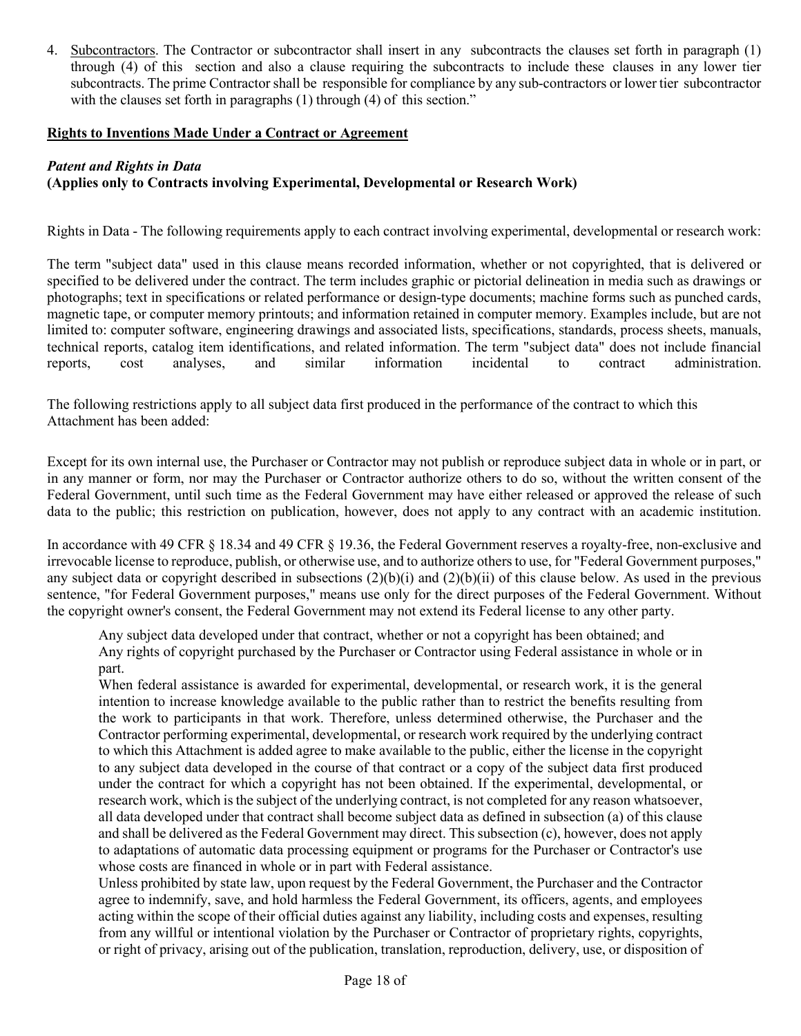4. Subcontractors. The Contractor or subcontractor shall insert in any subcontracts the clauses set forth in paragraph (1) through (4) of this section and also a clause requiring the subcontracts to include these clauses in any lower tier subcontracts. The prime Contractor shall be responsible for compliance by any sub-contractors or lower tier subcontractor with the clauses set forth in paragraphs (1) through (4) of this section."

**Rights to Inventions Made Under a Contract or Agreement**

***Patent and Rights in Data***
**(Applies only to Contracts involving Experimental, Developmental or Research Work)**

Rights in Data - The following requirements apply to each contract involving experimental, developmental or research work:

The term "subject data" used in this clause means recorded information, whether or not copyrighted, that is delivered or specified to be delivered under the contract. The term includes graphic or pictorial delineation in media such as drawings or photographs; text in specifications or related performance or design-type documents; machine forms such as punched cards, magnetic tape, or computer memory printouts; and information retained in computer memory. Examples include, but are not limited to: computer software, engineering drawings and associated lists, specifications, standards, process sheets, manuals, technical reports, catalog item identifications, and related information. The term "subject data" does not include financial reports, cost analyses, and similar information incidental to contract administration.

The following restrictions apply to all subject data first produced in the performance of the contract to which this Attachment has been added:

Except for its own internal use, the Purchaser or Contractor may not publish or reproduce subject data in whole or in part, or in any manner or form, nor may the Purchaser or Contractor authorize others to do so, without the written consent of the Federal Government, until such time as the Federal Government may have either released or approved the release of such data to the public; this restriction on publication, however, does not apply to any contract with an academic institution.

In accordance with 49 CFR § 18.34 and 49 CFR § 19.36, the Federal Government reserves a royalty-free, non-exclusive and irrevocable license to reproduce, publish, or otherwise use, and to authorize others to use, for "Federal Government purposes," any subject data or copyright described in subsections (2)(b)(i) and (2)(b)(ii) of this clause below. As used in the previous sentence, "for Federal Government purposes," means use only for the direct purposes of the Federal Government. Without the copyright owner's consent, the Federal Government may not extend its Federal license to any other party.

Any subject data developed under that contract, whether or not a copyright has been obtained; and
Any rights of copyright purchased by the Purchaser or Contractor using Federal assistance in whole or in part.

When federal assistance is awarded for experimental, developmental, or research work, it is the general intention to increase knowledge available to the public rather than to restrict the benefits resulting from the work to participants in that work. Therefore, unless determined otherwise, the Purchaser and the Contractor performing experimental, developmental, or research work required by the underlying contract to which this Attachment is added agree to make available to the public, either the license in the copyright to any subject data developed in the course of that contract or a copy of the subject data first produced under the contract for which a copyright has not been obtained. If the experimental, developmental, or research work, which is the subject of the underlying contract, is not completed for any reason whatsoever, all data developed under that contract shall become subject data as defined in subsection (a) of this clause and shall be delivered as the Federal Government may direct. This subsection (c), however, does not apply to adaptations of automatic data processing equipment or programs for the Purchaser or Contractor's use whose costs are financed in whole or in part with Federal assistance.

Unless prohibited by state law, upon request by the Federal Government, the Purchaser and the Contractor agree to indemnify, save, and hold harmless the Federal Government, its officers, agents, and employees acting within the scope of their official duties against any liability, including costs and expenses, resulting from any willful or intentional violation by the Purchaser or Contractor of proprietary rights, copyrights, or right of privacy, arising out of the publication, translation, reproduction, delivery, use, or disposition of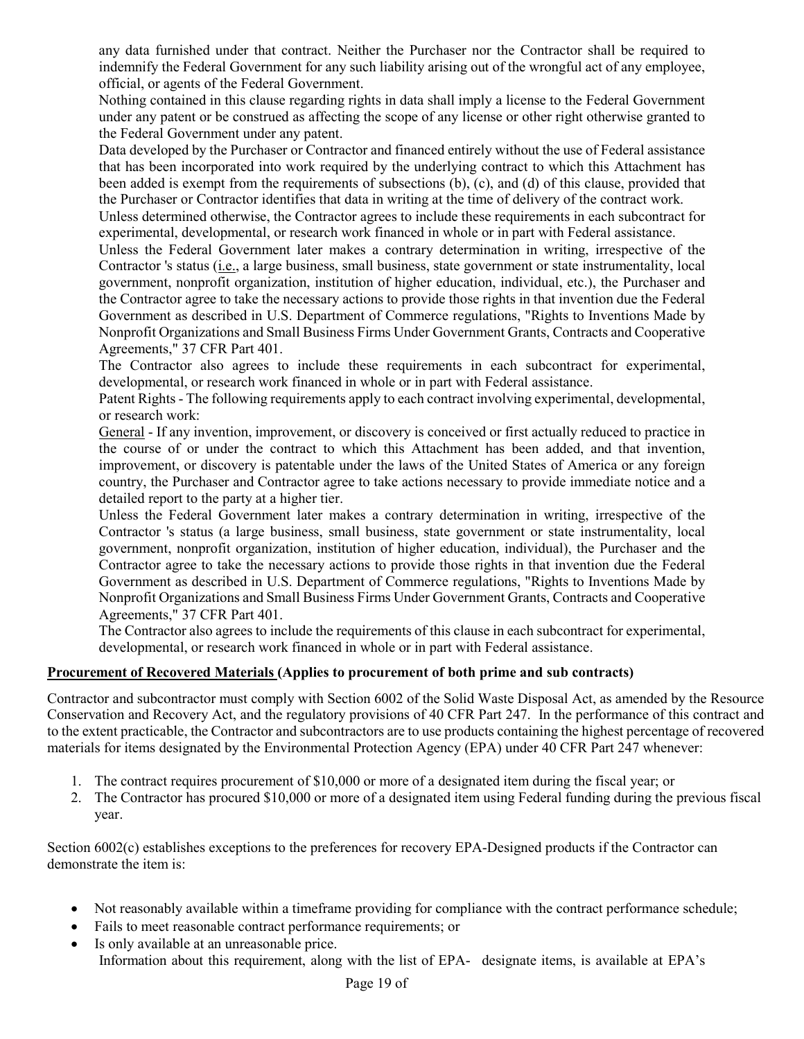any data furnished under that contract. Neither the Purchaser nor the Contractor shall be required to indemnify the Federal Government for any such liability arising out of the wrongful act of any employee, official, or agents of the Federal Government.

Nothing contained in this clause regarding rights in data shall imply a license to the Federal Government under any patent or be construed as affecting the scope of any license or other right otherwise granted to the Federal Government under any patent.

Data developed by the Purchaser or Contractor and financed entirely without the use of Federal assistance that has been incorporated into work required by the underlying contract to which this Attachment has been added is exempt from the requirements of subsections (b), (c), and (d) of this clause, provided that the Purchaser or Contractor identifies that data in writing at the time of delivery of the contract work.

Unless determined otherwise, the Contractor agrees to include these requirements in each subcontract for experimental, developmental, or research work financed in whole or in part with Federal assistance.

Unless the Federal Government later makes a contrary determination in writing, irrespective of the Contractor 's status (i.e., a large business, small business, state government or state instrumentality, local government, nonprofit organization, institution of higher education, individual, etc.), the Purchaser and the Contractor agree to take the necessary actions to provide those rights in that invention due the Federal Government as described in U.S. Department of Commerce regulations, "Rights to Inventions Made by Nonprofit Organizations and Small Business Firms Under Government Grants, Contracts and Cooperative Agreements," 37 CFR Part 401.

The Contractor also agrees to include these requirements in each subcontract for experimental, developmental, or research work financed in whole or in part with Federal assistance.

Patent Rights - The following requirements apply to each contract involving experimental, developmental, or research work:

General - If any invention, improvement, or discovery is conceived or first actually reduced to practice in the course of or under the contract to which this Attachment has been added, and that invention, improvement, or discovery is patentable under the laws of the United States of America or any foreign country, the Purchaser and Contractor agree to take actions necessary to provide immediate notice and a detailed report to the party at a higher tier.

Unless the Federal Government later makes a contrary determination in writing, irrespective of the Contractor 's status (a large business, small business, state government or state instrumentality, local government, nonprofit organization, institution of higher education, individual), the Purchaser and the Contractor agree to take the necessary actions to provide those rights in that invention due the Federal Government as described in U.S. Department of Commerce regulations, "Rights to Inventions Made by Nonprofit Organizations and Small Business Firms Under Government Grants, Contracts and Cooperative Agreements," 37 CFR Part 401.

The Contractor also agrees to include the requirements of this clause in each subcontract for experimental, developmental, or research work financed in whole or in part with Federal assistance.

**Procurement of Recovered Materials (Applies to procurement of both prime and sub contracts)**

Contractor and subcontractor must comply with Section 6002 of the Solid Waste Disposal Act, as amended by the Resource Conservation and Recovery Act, and the regulatory provisions of 40 CFR Part 247. In the performance of this contract and to the extent practicable, the Contractor and subcontractors are to use products containing the highest percentage of recovered materials for items designated by the Environmental Protection Agency (EPA) under 40 CFR Part 247 whenever:

1. The contract requires procurement of $10,000 or more of a designated item during the fiscal year; or
2. The Contractor has procured $10,000 or more of a designated item using Federal funding during the previous fiscal year.

Section 6002(c) establishes exceptions to the preferences for recovery EPA-Designed products if the Contractor can demonstrate the item is:

- Not reasonably available within a timeframe providing for compliance with the contract performance schedule;
- Fails to meet reasonable contract performance requirements; or
- Is only available at an unreasonable price.

Information about this requirement, along with the list of EPA- designate items, is available at EPA's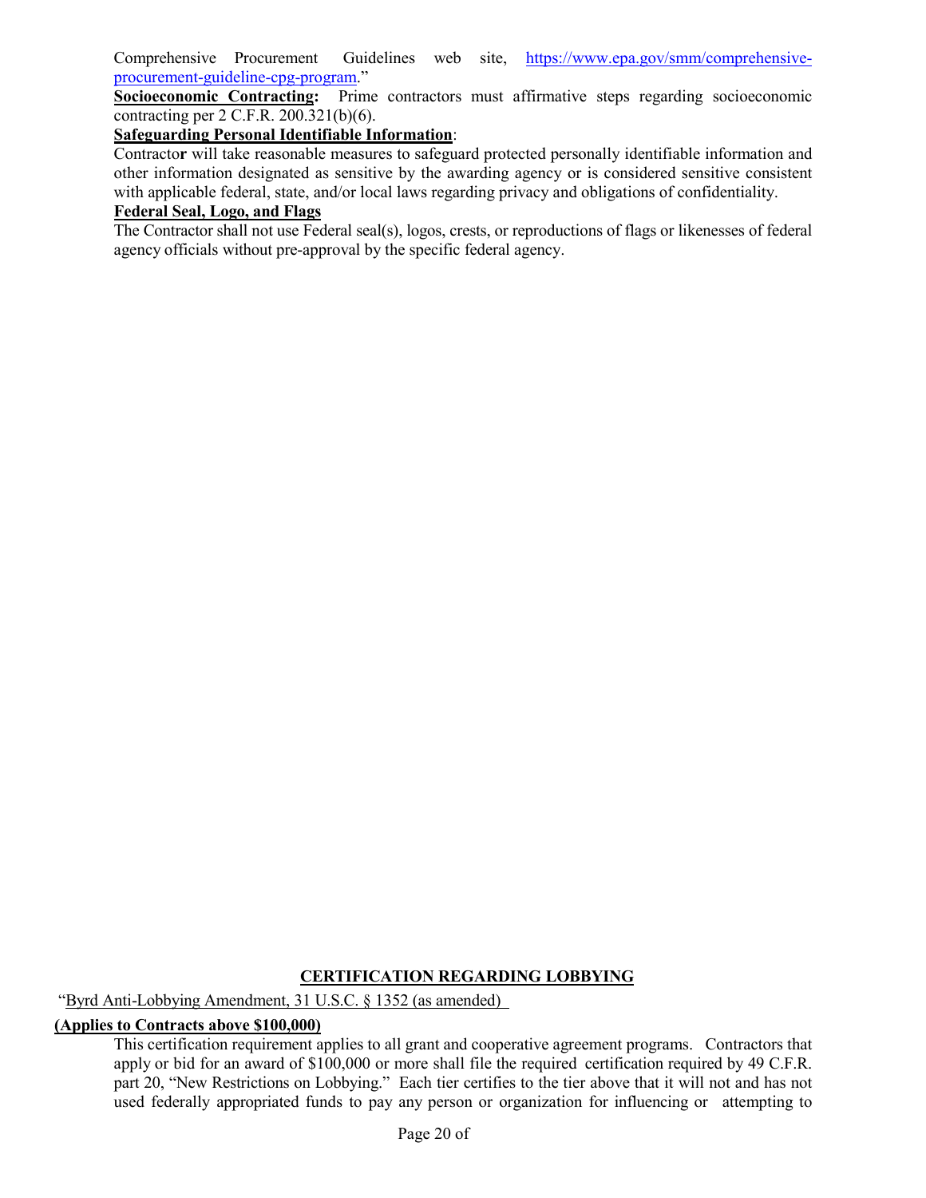Comprehensive Procurement Guidelines web site, https://www.epa.gov/smm/comprehensive-procurement-guideline-cpg-program."

**Socioeconomic Contracting:** Prime contractors must affirmative steps regarding socioeconomic contracting per 2 C.F.R. 200.321(b)(6).

**Safeguarding Personal Identifiable Information**:

Contractor will take reasonable measures to safeguard protected personally identifiable information and other information designated as sensitive by the awarding agency or is considered sensitive consistent with applicable federal, state, and/or local laws regarding privacy and obligations of confidentiality.

**Federal Seal, Logo, and Flags**

The Contractor shall not use Federal seal(s), logos, crests, or reproductions of flags or likenesses of federal agency officials without pre-approval by the specific federal agency.

## CERTIFICATION REGARDING LOBBYING

"Byrd Anti-Lobbying Amendment, 31 U.S.C. § 1352 (as amended)

**(Applies to Contracts above $100,000)**

This certification requirement applies to all grant and cooperative agreement programs. Contractors that apply or bid for an award of $100,000 or more shall file the required certification required by 49 C.F.R. part 20, "New Restrictions on Lobbying." Each tier certifies to the tier above that it will not and has not used federally appropriated funds to pay any person or organization for influencing or attempting to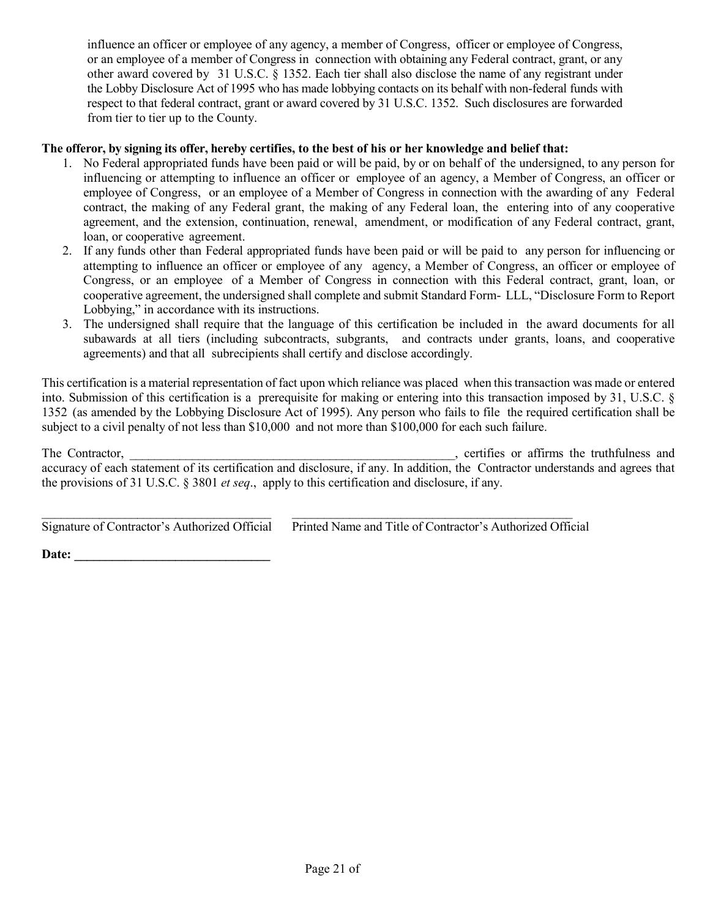influence an officer or employee of any agency, a member of Congress, officer or employee of Congress, or an employee of a member of Congress in connection with obtaining any Federal contract, grant, or any other award covered by 31 U.S.C. § 1352. Each tier shall also disclose the name of any registrant under the Lobby Disclosure Act of 1995 who has made lobbying contacts on its behalf with non-federal funds with respect to that federal contract, grant or award covered by 31 U.S.C. 1352. Such disclosures are forwarded from tier to tier up to the County.

**The offeror, by signing its offer, hereby certifies, to the best of his or her knowledge and belief that:**

1. No Federal appropriated funds have been paid or will be paid, by or on behalf of the undersigned, to any person for influencing or attempting to influence an officer or employee of an agency, a Member of Congress, an officer or employee of Congress, or an employee of a Member of Congress in connection with the awarding of any Federal contract, the making of any Federal grant, the making of any Federal loan, the entering into of any cooperative agreement, and the extension, continuation, renewal, amendment, or modification of any Federal contract, grant, loan, or cooperative agreement.
2. If any funds other than Federal appropriated funds have been paid or will be paid to any person for influencing or attempting to influence an officer or employee of any agency, a Member of Congress, an officer or employee of Congress, or an employee of a Member of Congress in connection with this Federal contract, grant, loan, or cooperative agreement, the undersigned shall complete and submit Standard Form- LLL, "Disclosure Form to Report Lobbying," in accordance with its instructions.
3. The undersigned shall require that the language of this certification be included in the award documents for all subawards at all tiers (including subcontracts, subgrants, and contracts under grants, loans, and cooperative agreements) and that all subrecipients shall certify and disclose accordingly.

This certification is a material representation of fact upon which reliance was placed when this transaction was made or entered into. Submission of this certification is a prerequisite for making or entering into this transaction imposed by 31, U.S.C. § 1352 (as amended by the Lobbying Disclosure Act of 1995). Any person who fails to file the required certification shall be subject to a civil penalty of not less than $10,000 and not more than $100,000 for each such failure.

The Contractor, ______________________________________________________, certifies or affirms the truthfulness and accuracy of each statement of its certification and disclosure, if any. In addition, the Contractor understands and agrees that the provisions of 31 U.S.C. § 3801 *et seq*., apply to this certification and disclosure, if any.

______________________________________ ______________________________________________

Signature of Contractor's Authorized Official Printed Name and Title of Contractor's Authorized Official

**Date: _______________________________**